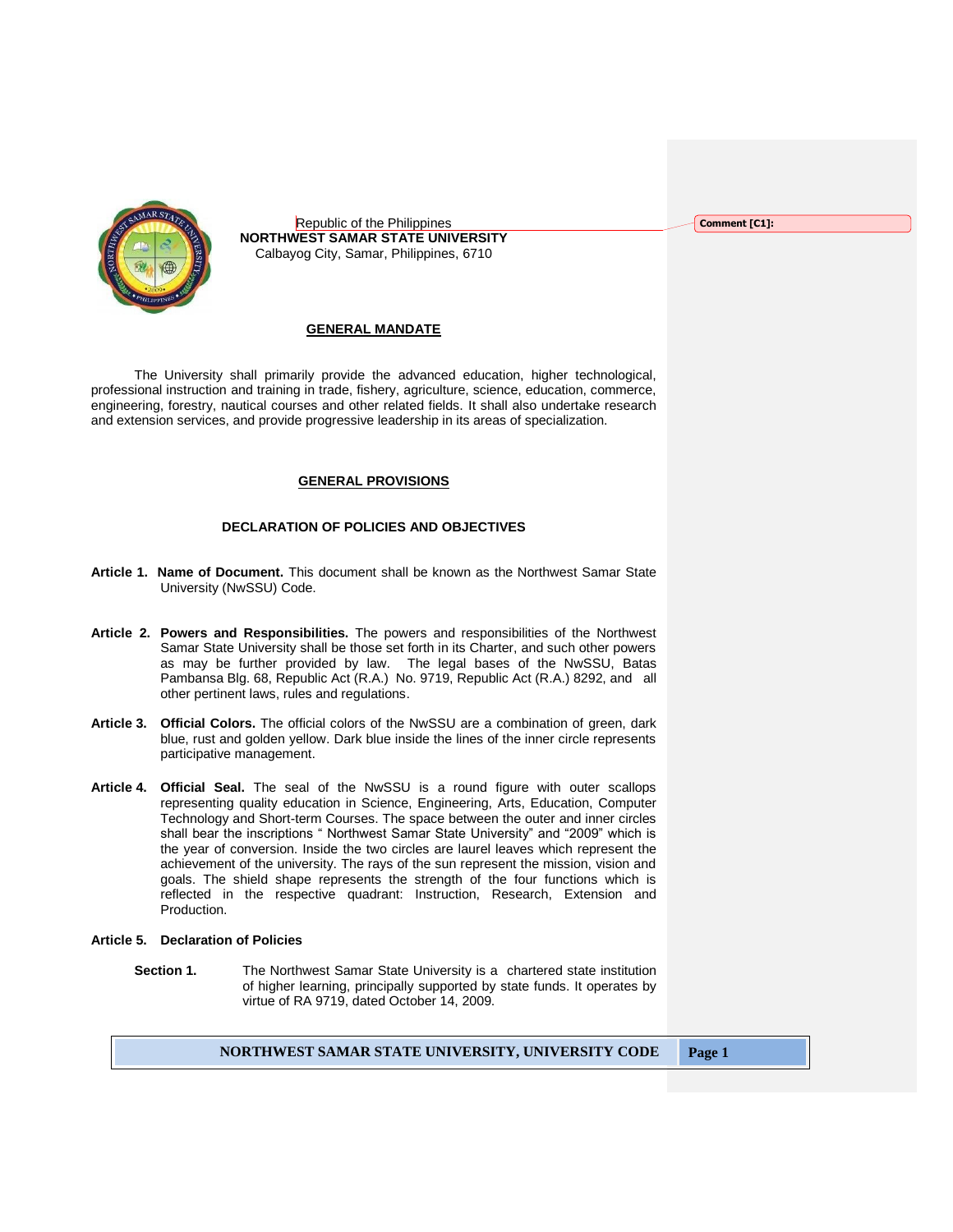Republic of the Philippines
**NORTHWEST SAMAR STATE UNIVERSITY**
Calbayog City, Samar, Philippines, 6710

## GENERAL MANDATE

The University shall primarily provide the advanced education, higher technological, professional instruction and training in trade, fishery, agriculture, science, education, commerce, engineering, forestry, nautical courses and other related fields. It shall also undertake research and extension services, and provide progressive leadership in its areas of specialization.

## GENERAL PROVISIONS

### DECLARATION OF POLICIES AND OBJECTIVES

**Article 1. Name of Document.** This document shall be known as the Northwest Samar State University (NwSSU) Code.

**Article 2. Powers and Responsibilities.** The powers and responsibilities of the Northwest Samar State University shall be those set forth in its Charter, and such other powers as may be further provided by law. The legal bases of the NwSSU, Batas Pambansa Blg. 68, Republic Act (R.A.) No. 9719, Republic Act (R.A.) 8292, and all other pertinent laws, rules and regulations.

**Article 3. Official Colors.** The official colors of the NwSSU are a combination of green, dark blue, rust and golden yellow. Dark blue inside the lines of the inner circle represents participative management.

**Article 4. Official Seal.** The seal of the NwSSU is a round figure with outer scallops representing quality education in Science, Engineering, Arts, Education, Computer Technology and Short-term Courses. The space between the outer and inner circles shall bear the inscriptions " Northwest Samar State University" and "2009" which is the year of conversion. Inside the two circles are laurel leaves which represent the achievement of the university. The rays of the sun represent the mission, vision and goals. The shield shape represents the strength of the four functions which is reflected in the respective quadrant: Instruction, Research, Extension and Production.

**Article 5. Declaration of Policies**

**Section 1.** The Northwest Samar State University is a chartered state institution of higher learning, principally supported by state funds. It operates by virtue of RA 9719, dated October 14, 2009.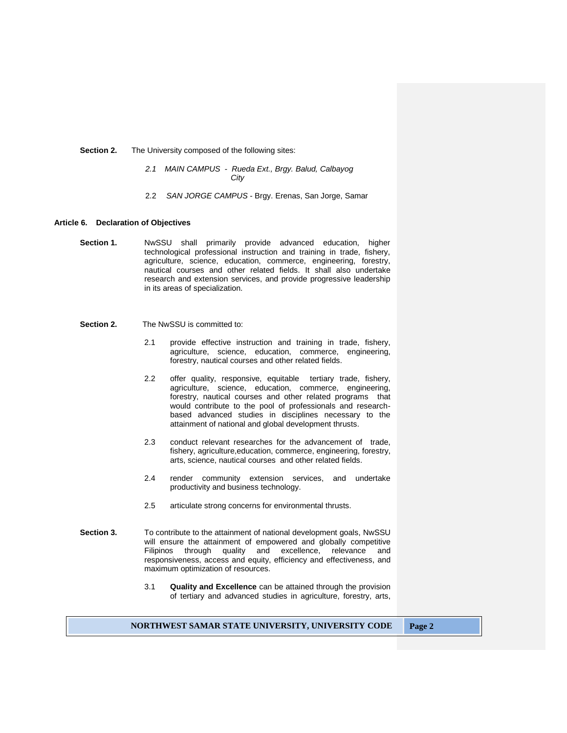**Section 2.** The University composed of the following sites:

*2.1 MAIN CAMPUS - Rueda Ext., Brgy. Balud, Calbayog City*

2.2 *SAN JORGE CAMPUS* - Brgy. Erenas, San Jorge, Samar

### Article 6. Declaration of Objectives

**Section 1.** NwSSU shall primarily provide advanced education, higher technological professional instruction and training in trade, fishery, agriculture, science, education, commerce, engineering, forestry, nautical courses and other related fields. It shall also undertake research and extension services, and provide progressive leadership in its areas of specialization.

**Section 2.** The NwSSU is committed to:

2.1 provide effective instruction and training in trade, fishery, agriculture, science, education, commerce, engineering, forestry, nautical courses and other related fields.

2.2 offer quality, responsive, equitable tertiary trade, fishery, agriculture, science, education, commerce, engineering, forestry, nautical courses and other related programs that would contribute to the pool of professionals and research-based advanced studies in disciplines necessary to the attainment of national and global development thrusts.

2.3 conduct relevant researches for the advancement of trade, fishery, agriculture,education, commerce, engineering, forestry, arts, science, nautical courses and other related fields.

2.4 render community extension services, and undertake productivity and business technology.

2.5 articulate strong concerns for environmental thrusts.

**Section 3.** To contribute to the attainment of national development goals, NwSSU will ensure the attainment of empowered and globally competitive Filipinos through quality and excellence, relevance and responsiveness, access and equity, efficiency and effectiveness, and maximum optimization of resources.

3.1 **Quality and Excellence** can be attained through the provision of tertiary and advanced studies in agriculture, forestry, arts,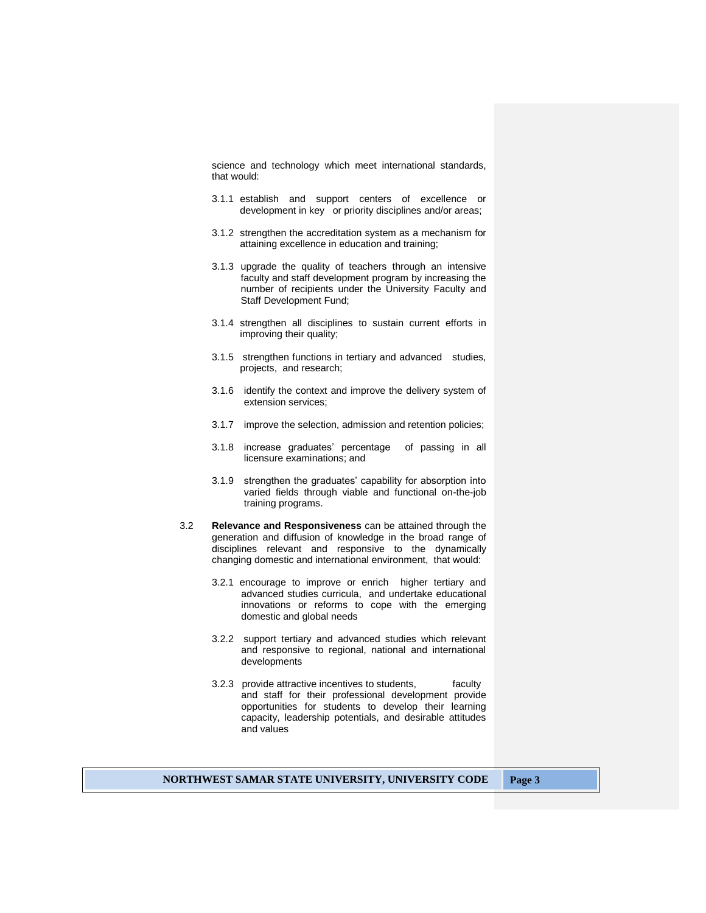science and technology which meet international standards, that would:

3.1.1 establish and support centers of excellence or development in key or priority disciplines and/or areas;

3.1.2 strengthen the accreditation system as a mechanism for attaining excellence in education and training;

3.1.3 upgrade the quality of teachers through an intensive faculty and staff development program by increasing the number of recipients under the University Faculty and Staff Development Fund;

3.1.4 strengthen all disciplines to sustain current efforts in improving their quality;

3.1.5 strengthen functions in tertiary and advanced studies, projects, and research;

3.1.6 identify the context and improve the delivery system of extension services;

3.1.7 improve the selection, admission and retention policies;

3.1.8 increase graduates' percentage of passing in all licensure examinations; and

3.1.9 strengthen the graduates' capability for absorption into varied fields through viable and functional on-the-job training programs.

3.2 **Relevance and Responsiveness** can be attained through the generation and diffusion of knowledge in the broad range of disciplines relevant and responsive to the dynamically changing domestic and international environment, that would:

3.2.1 encourage to improve or enrich higher tertiary and advanced studies curricula, and undertake educational innovations or reforms to cope with the emerging domestic and global needs

3.2.2 support tertiary and advanced studies which relevant and responsive to regional, national and international developments

3.2.3 provide attractive incentives to students, faculty and staff for their professional development provide opportunities for students to develop their learning capacity, leadership potentials, and desirable attitudes and values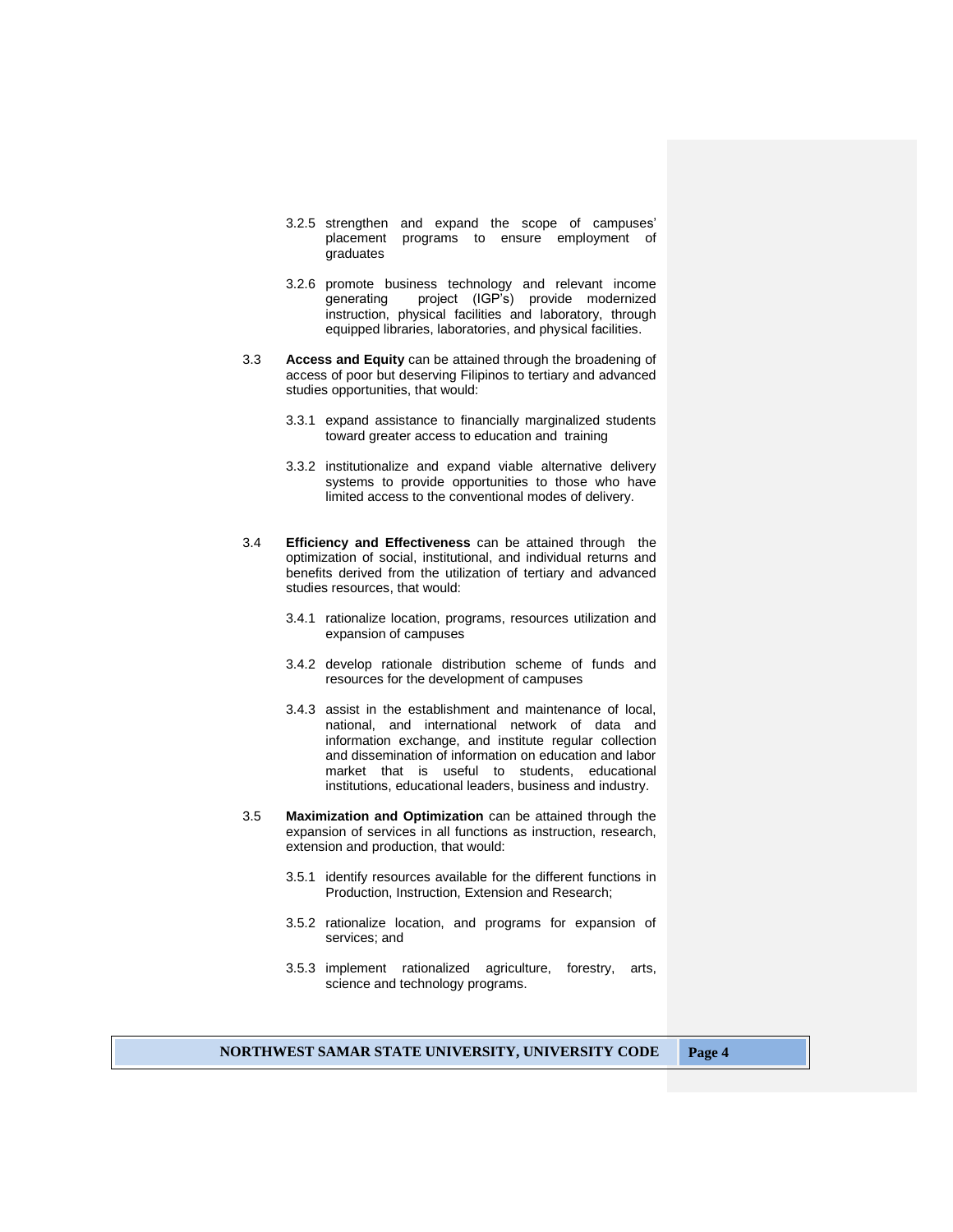3.2.5 strengthen and expand the scope of campuses' placement programs to ensure employment of graduates

3.2.6 promote business technology and relevant income generating project (IGP's) provide modernized instruction, physical facilities and laboratory, through equipped libraries, laboratories, and physical facilities.

3.3 **Access and Equity** can be attained through the broadening of access of poor but deserving Filipinos to tertiary and advanced studies opportunities, that would:

3.3.1 expand assistance to financially marginalized students toward greater access to education and training

3.3.2 institutionalize and expand viable alternative delivery systems to provide opportunities to those who have limited access to the conventional modes of delivery.

3.4 **Efficiency and Effectiveness** can be attained through the optimization of social, institutional, and individual returns and benefits derived from the utilization of tertiary and advanced studies resources, that would:

3.4.1 rationalize location, programs, resources utilization and expansion of campuses

3.4.2 develop rationale distribution scheme of funds and resources for the development of campuses

3.4.3 assist in the establishment and maintenance of local, national, and international network of data and information exchange, and institute regular collection and dissemination of information on education and labor market that is useful to students, educational institutions, educational leaders, business and industry.

3.5 **Maximization and Optimization** can be attained through the expansion of services in all functions as instruction, research, extension and production, that would:

3.5.1 identify resources available for the different functions in Production, Instruction, Extension and Research;

3.5.2 rationalize location, and programs for expansion of services; and

3.5.3 implement rationalized agriculture, forestry, arts, science and technology programs.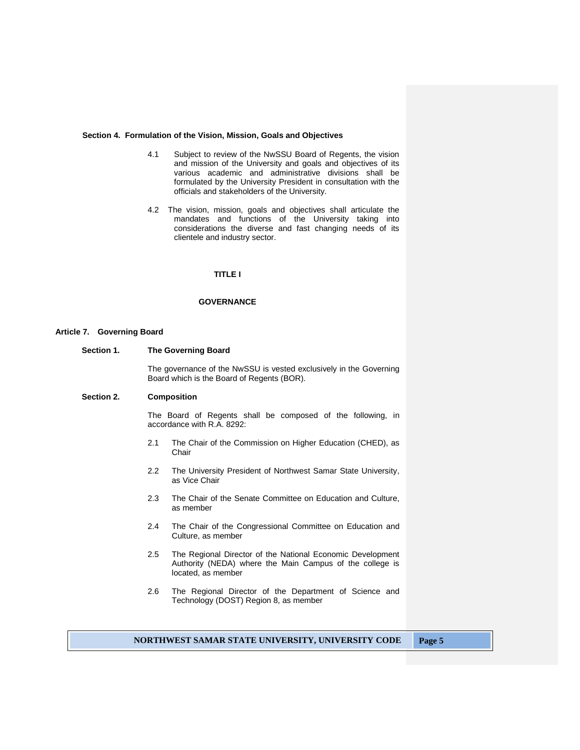**Section 4. Formulation of the Vision, Mission, Goals and Objectives**

4.1 Subject to review of the NwSSU Board of Regents, the vision and mission of the University and goals and objectives of its various academic and administrative divisions shall be formulated by the University President in consultation with the officials and stakeholders of the University.

4.2 The vision, mission, goals and objectives shall articulate the mandates and functions of the University taking into considerations the diverse and fast changing needs of its clientele and industry sector.

# TITLE I

# GOVERNANCE

## Article 7. Governing Board

### Section 1. The Governing Board

The governance of the NwSSU is vested exclusively in the Governing Board which is the Board of Regents (BOR).

### Section 2. Composition

The Board of Regents shall be composed of the following, in accordance with R.A. 8292:

2.1 The Chair of the Commission on Higher Education (CHED), as Chair

2.2 The University President of Northwest Samar State University, as Vice Chair

2.3 The Chair of the Senate Committee on Education and Culture, as member

2.4 The Chair of the Congressional Committee on Education and Culture, as member

2.5 The Regional Director of the National Economic Development Authority (NEDA) where the Main Campus of the college is located, as member

2.6 The Regional Director of the Department of Science and Technology (DOST) Region 8, as member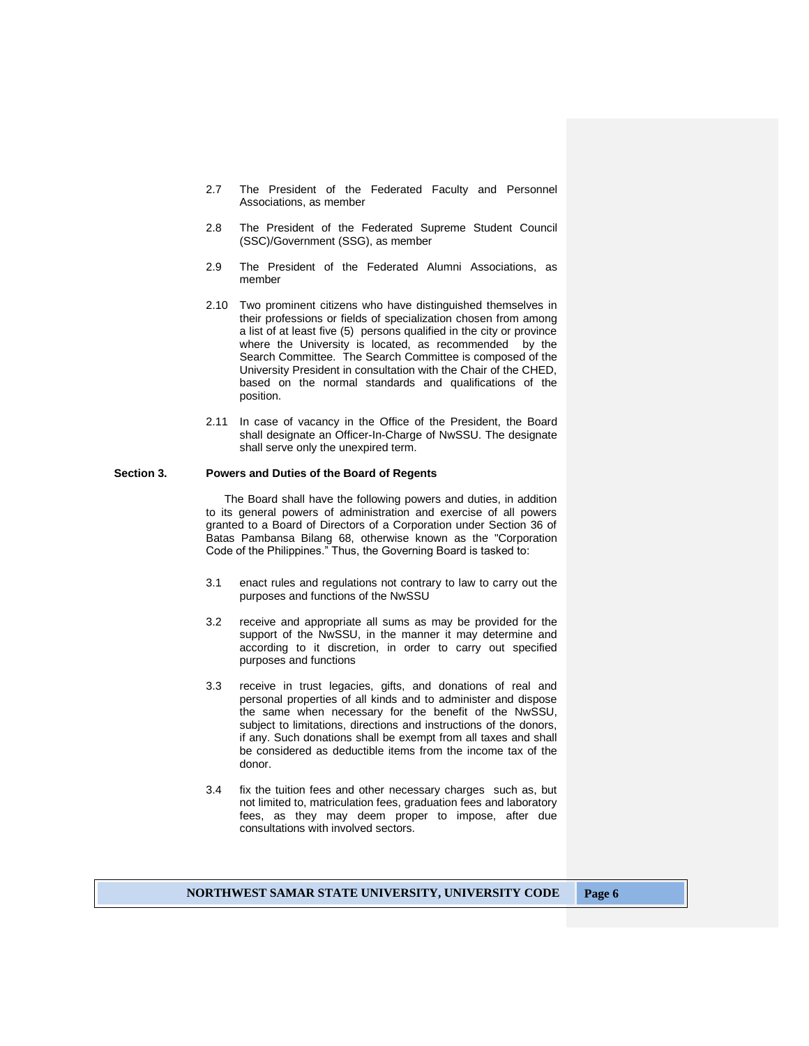2.7 The President of the Federated Faculty and Personnel Associations, as member

2.8 The President of the Federated Supreme Student Council (SSC)/Government (SSG), as member

2.9 The President of the Federated Alumni Associations, as member

2.10 Two prominent citizens who have distinguished themselves in their professions or fields of specialization chosen from among a list of at least five (5) persons qualified in the city or province where the University is located, as recommended by the Search Committee. The Search Committee is composed of the University President in consultation with the Chair of the CHED, based on the normal standards and qualifications of the position.

2.11 In case of vacancy in the Office of the President, the Board shall designate an Officer-In-Charge of NwSSU. The designate shall serve only the unexpired term.

**Section 3. Powers and Duties of the Board of Regents**

The Board shall have the following powers and duties, in addition to its general powers of administration and exercise of all powers granted to a Board of Directors of a Corporation under Section 36 of Batas Pambansa Bilang 68, otherwise known as the "Corporation Code of the Philippines." Thus, the Governing Board is tasked to:

3.1 enact rules and regulations not contrary to law to carry out the purposes and functions of the NwSSU

3.2 receive and appropriate all sums as may be provided for the support of the NwSSU, in the manner it may determine and according to it discretion, in order to carry out specified purposes and functions

3.3 receive in trust legacies, gifts, and donations of real and personal properties of all kinds and to administer and dispose the same when necessary for the benefit of the NwSSU, subject to limitations, directions and instructions of the donors, if any. Such donations shall be exempt from all taxes and shall be considered as deductible items from the income tax of the donor.

3.4 fix the tuition fees and other necessary charges such as, but not limited to, matriculation fees, graduation fees and laboratory fees, as they may deem proper to impose, after due consultations with involved sectors.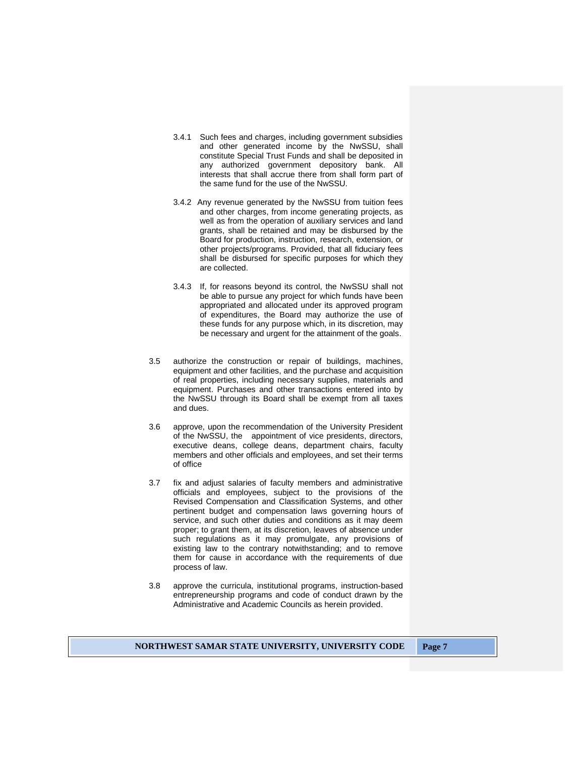3.4.1 Such fees and charges, including government subsidies and other generated income by the NwSSU, shall constitute Special Trust Funds and shall be deposited in any authorized government depository bank. All interests that shall accrue there from shall form part of the same fund for the use of the NwSSU.

3.4.2 Any revenue generated by the NwSSU from tuition fees and other charges, from income generating projects, as well as from the operation of auxiliary services and land grants, shall be retained and may be disbursed by the Board for production, instruction, research, extension, or other projects/programs. Provided, that all fiduciary fees shall be disbursed for specific purposes for which they are collected.

3.4.3 If, for reasons beyond its control, the NwSSU shall not be able to pursue any project for which funds have been appropriated and allocated under its approved program of expenditures, the Board may authorize the use of these funds for any purpose which, in its discretion, may be necessary and urgent for the attainment of the goals.

3.5 authorize the construction or repair of buildings, machines, equipment and other facilities, and the purchase and acquisition of real properties, including necessary supplies, materials and equipment. Purchases and other transactions entered into by the NwSSU through its Board shall be exempt from all taxes and dues.

3.6 approve, upon the recommendation of the University President of the NwSSU, the appointment of vice presidents, directors, executive deans, college deans, department chairs, faculty members and other officials and employees, and set their terms of office

3.7 fix and adjust salaries of faculty members and administrative officials and employees, subject to the provisions of the Revised Compensation and Classification Systems, and other pertinent budget and compensation laws governing hours of service, and such other duties and conditions as it may deem proper; to grant them, at its discretion, leaves of absence under such regulations as it may promulgate, any provisions of existing law to the contrary notwithstanding; and to remove them for cause in accordance with the requirements of due process of law.

3.8 approve the curricula, institutional programs, instruction-based entrepreneurship programs and code of conduct drawn by the Administrative and Academic Councils as herein provided.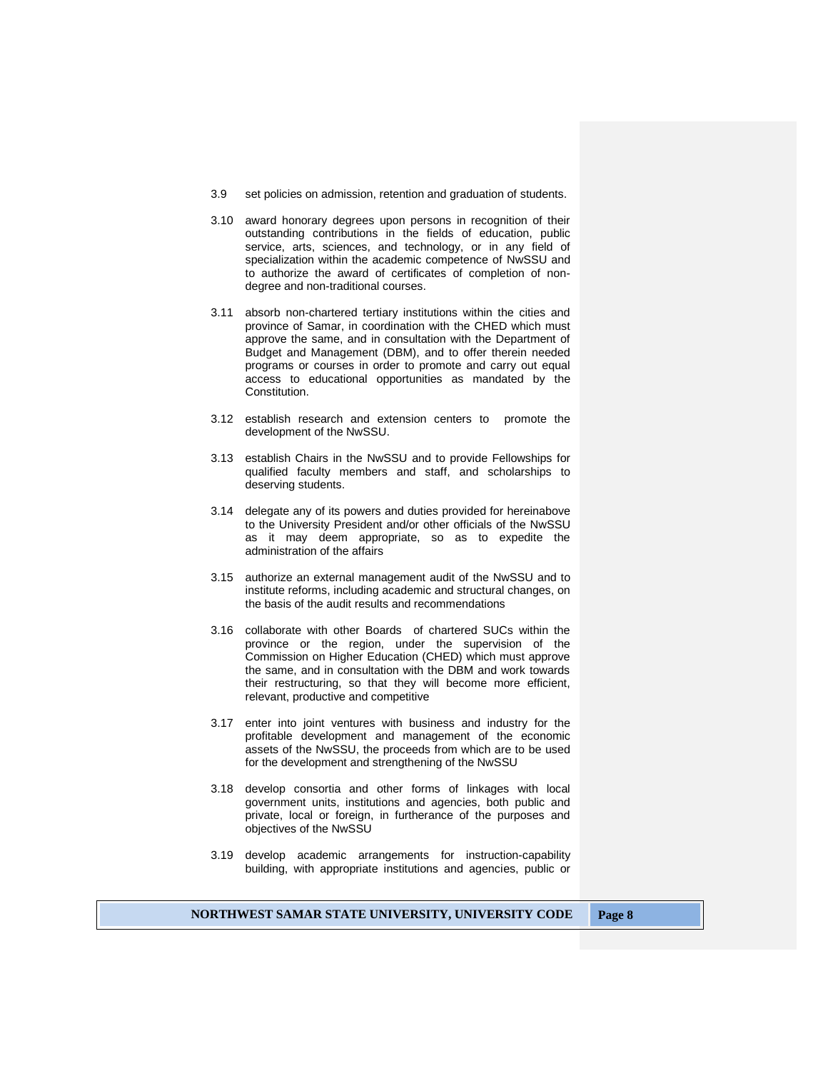3.9 set policies on admission, retention and graduation of students.

3.10 award honorary degrees upon persons in recognition of their outstanding contributions in the fields of education, public service, arts, sciences, and technology, or in any field of specialization within the academic competence of NwSSU and to authorize the award of certificates of completion of non-degree and non-traditional courses.

3.11 absorb non-chartered tertiary institutions within the cities and province of Samar, in coordination with the CHED which must approve the same, and in consultation with the Department of Budget and Management (DBM), and to offer therein needed programs or courses in order to promote and carry out equal access to educational opportunities as mandated by the Constitution.

3.12 establish research and extension centers to promote the development of the NwSSU.

3.13 establish Chairs in the NwSSU and to provide Fellowships for qualified faculty members and staff, and scholarships to deserving students.

3.14 delegate any of its powers and duties provided for hereinabove to the University President and/or other officials of the NwSSU as it may deem appropriate, so as to expedite the administration of the affairs

3.15 authorize an external management audit of the NwSSU and to institute reforms, including academic and structural changes, on the basis of the audit results and recommendations

3.16 collaborate with other Boards of chartered SUCs within the province or the region, under the supervision of the Commission on Higher Education (CHED) which must approve the same, and in consultation with the DBM and work towards their restructuring, so that they will become more efficient, relevant, productive and competitive

3.17 enter into joint ventures with business and industry for the profitable development and management of the economic assets of the NwSSU, the proceeds from which are to be used for the development and strengthening of the NwSSU

3.18 develop consortia and other forms of linkages with local government units, institutions and agencies, both public and private, local or foreign, in furtherance of the purposes and objectives of the NwSSU

3.19 develop academic arrangements for instruction-capability building, with appropriate institutions and agencies, public or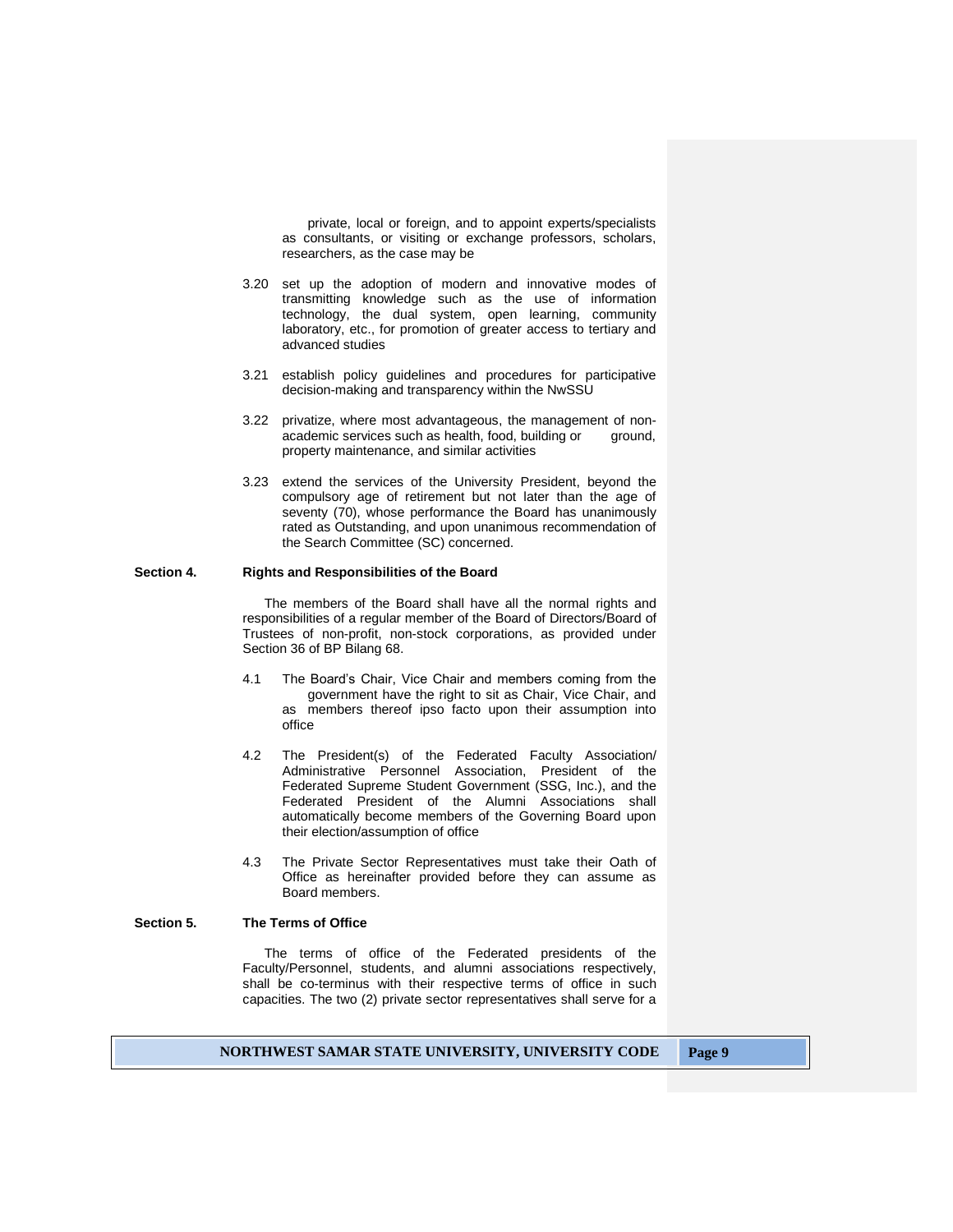private, local or foreign, and to appoint experts/specialists as consultants, or visiting or exchange professors, scholars, researchers, as the case may be

3.20 set up the adoption of modern and innovative modes of transmitting knowledge such as the use of information technology, the dual system, open learning, community laboratory, etc., for promotion of greater access to tertiary and advanced studies

3.21 establish policy guidelines and procedures for participative decision-making and transparency within the NwSSU

3.22 privatize, where most advantageous, the management of non-academic services such as health, food, building or ground, property maintenance, and similar activities

3.23 extend the services of the University President, beyond the compulsory age of retirement but not later than the age of seventy (70), whose performance the Board has unanimously rated as Outstanding, and upon unanimous recommendation of the Search Committee (SC) concerned.

**Section 4. Rights and Responsibilities of the Board**

The members of the Board shall have all the normal rights and responsibilities of a regular member of the Board of Directors/Board of Trustees of non-profit, non-stock corporations, as provided under Section 36 of BP Bilang 68.

4.1 The Board's Chair, Vice Chair and members coming from the government have the right to sit as Chair, Vice Chair, and as members thereof ipso facto upon their assumption into office

4.2 The President(s) of the Federated Faculty Association/ Administrative Personnel Association, President of the Federated Supreme Student Government (SSG, Inc.), and the Federated President of the Alumni Associations shall automatically become members of the Governing Board upon their election/assumption of office

4.3 The Private Sector Representatives must take their Oath of Office as hereinafter provided before they can assume as Board members.

**Section 5. The Terms of Office**

The terms of office of the Federated presidents of the Faculty/Personnel, students, and alumni associations respectively, shall be co-terminus with their respective terms of office in such capacities. The two (2) private sector representatives shall serve for a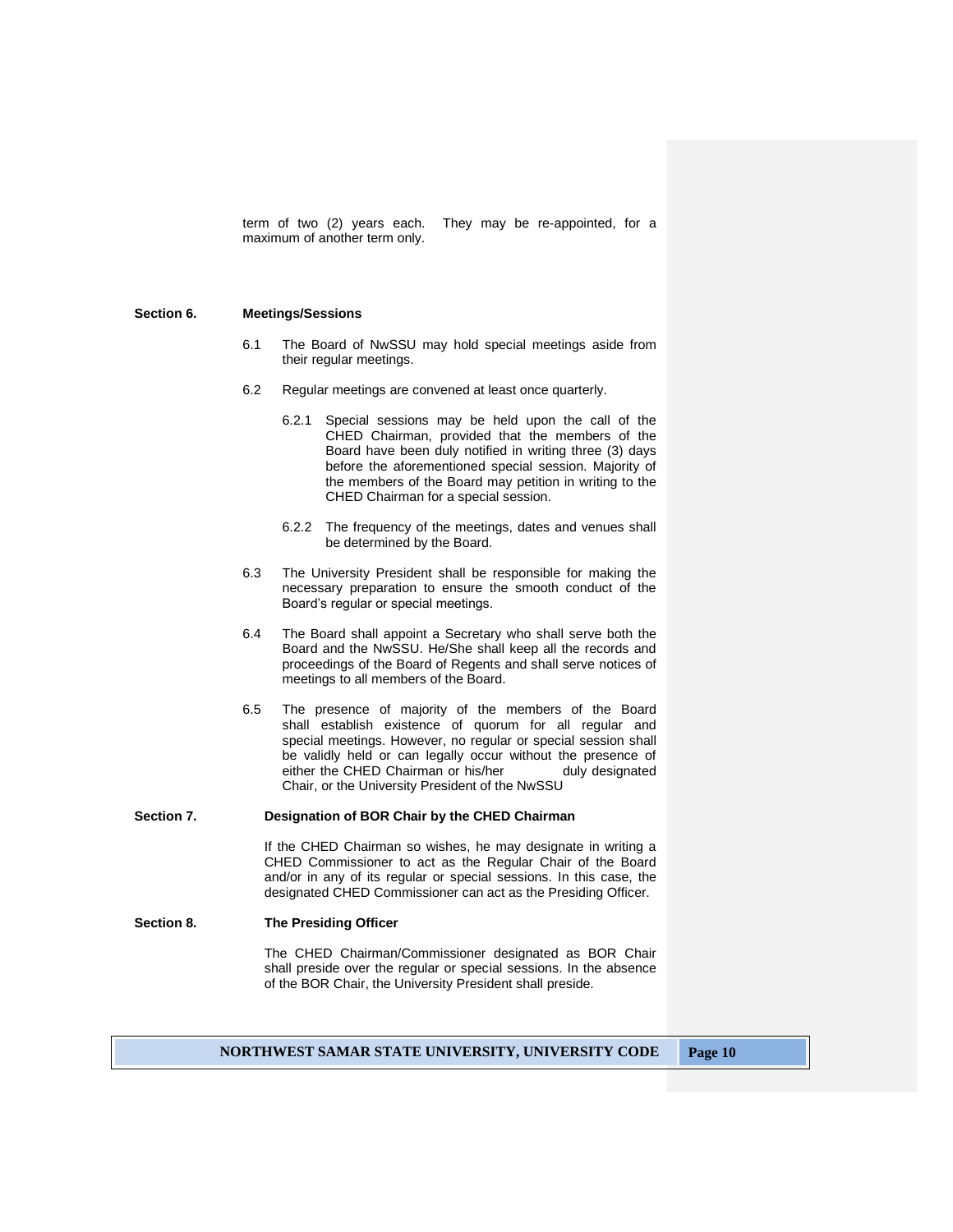term of two (2) years each. They may be re-appointed, for a maximum of another term only.

**Section 6. Meetings/Sessions**

6.1 The Board of NwSSU may hold special meetings aside from their regular meetings.

6.2 Regular meetings are convened at least once quarterly.

6.2.1 Special sessions may be held upon the call of the CHED Chairman, provided that the members of the Board have been duly notified in writing three (3) days before the aforementioned special session. Majority of the members of the Board may petition in writing to the CHED Chairman for a special session.

6.2.2 The frequency of the meetings, dates and venues shall be determined by the Board.

6.3 The University President shall be responsible for making the necessary preparation to ensure the smooth conduct of the Board's regular or special meetings.

6.4 The Board shall appoint a Secretary who shall serve both the Board and the NwSSU. He/She shall keep all the records and proceedings of the Board of Regents and shall serve notices of meetings to all members of the Board.

6.5 The presence of majority of the members of the Board shall establish existence of quorum for all regular and special meetings. However, no regular or special session shall be validly held or can legally occur without the presence of either the CHED Chairman or his/her duly designated Chair, or the University President of the NwSSU

**Section 7. Designation of BOR Chair by the CHED Chairman**

If the CHED Chairman so wishes, he may designate in writing a CHED Commissioner to act as the Regular Chair of the Board and/or in any of its regular or special sessions. In this case, the designated CHED Commissioner can act as the Presiding Officer.

**Section 8. The Presiding Officer**

The CHED Chairman/Commissioner designated as BOR Chair shall preside over the regular or special sessions. In the absence of the BOR Chair, the University President shall preside.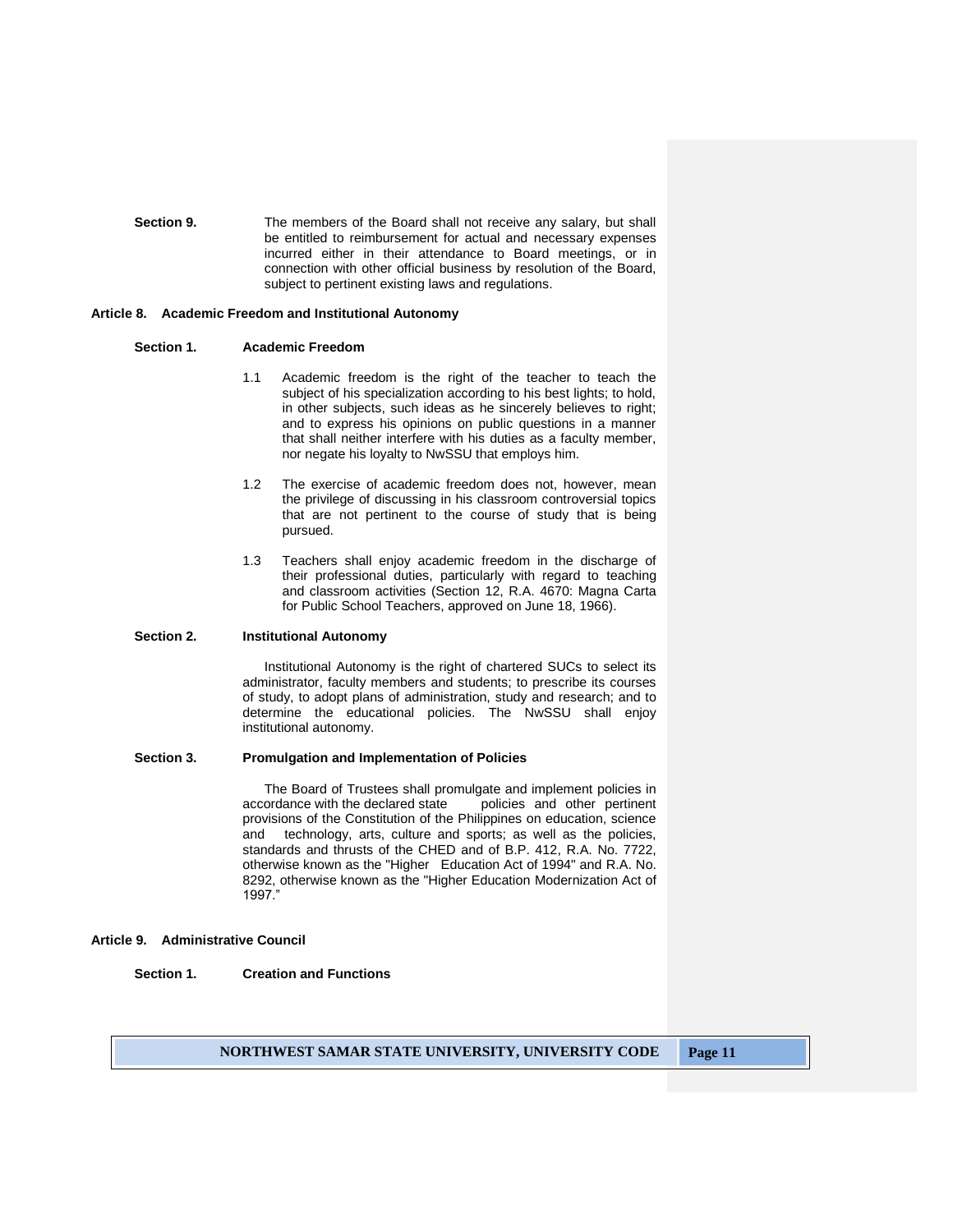**Section 9.** The members of the Board shall not receive any salary, but shall be entitled to reimbursement for actual and necessary expenses incurred either in their attendance to Board meetings, or in connection with other official business by resolution of the Board, subject to pertinent existing laws and regulations.

## Article 8. Academic Freedom and Institutional Autonomy

### Section 1. Academic Freedom

1.1 Academic freedom is the right of the teacher to teach the subject of his specialization according to his best lights; to hold, in other subjects, such ideas as he sincerely believes to right; and to express his opinions on public questions in a manner that shall neither interfere with his duties as a faculty member, nor negate his loyalty to NwSSU that employs him.

1.2 The exercise of academic freedom does not, however, mean the privilege of discussing in his classroom controversial topics that are not pertinent to the course of study that is being pursued.

1.3 Teachers shall enjoy academic freedom in the discharge of their professional duties, particularly with regard to teaching and classroom activities (Section 12, R.A. 4670: Magna Carta for Public School Teachers, approved on June 18, 1966).

### Section 2. Institutional Autonomy

Institutional Autonomy is the right of chartered SUCs to select its administrator, faculty members and students; to prescribe its courses of study, to adopt plans of administration, study and research; and to determine the educational policies. The NwSSU shall enjoy institutional autonomy.

### Section 3. Promulgation and Implementation of Policies

The Board of Trustees shall promulgate and implement policies in accordance with the declared state policies and other pertinent provisions of the Constitution of the Philippines on education, science and technology, arts, culture and sports; as well as the policies, standards and thrusts of the CHED and of B.P. 412, R.A. No. 7722, otherwise known as the "Higher Education Act of 1994" and R.A. No. 8292, otherwise known as the "Higher Education Modernization Act of 1997."

## Article 9. Administrative Council

### Section 1. Creation and Functions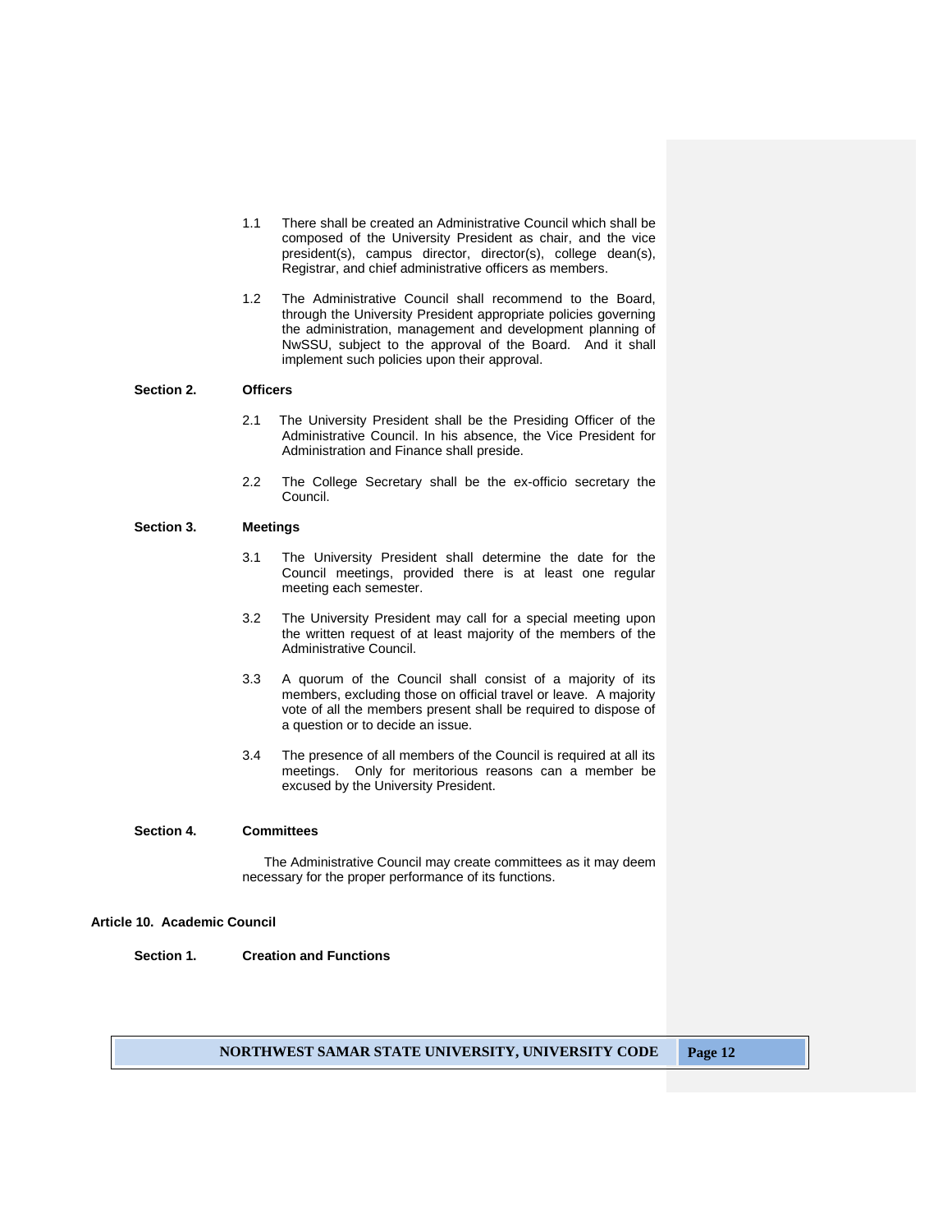1.1 There shall be created an Administrative Council which shall be composed of the University President as chair, and the vice president(s), campus director, director(s), college dean(s), Registrar, and chief administrative officers as members.

1.2 The Administrative Council shall recommend to the Board, through the University President appropriate policies governing the administration, management and development planning of NwSSU, subject to the approval of the Board. And it shall implement such policies upon their approval.

**Section 2. Officers**

2.1 The University President shall be the Presiding Officer of the Administrative Council. In his absence, the Vice President for Administration and Finance shall preside.

2.2 The College Secretary shall be the ex-officio secretary the Council.

**Section 3. Meetings**

3.1 The University President shall determine the date for the Council meetings, provided there is at least one regular meeting each semester.

3.2 The University President may call for a special meeting upon the written request of at least majority of the members of the Administrative Council.

3.3 A quorum of the Council shall consist of a majority of its members, excluding those on official travel or leave. A majority vote of all the members present shall be required to dispose of a question or to decide an issue.

3.4 The presence of all members of the Council is required at all its meetings. Only for meritorious reasons can a member be excused by the University President.

**Section 4. Committees**

The Administrative Council may create committees as it may deem necessary for the proper performance of its functions.

## Article 10. Academic Council

**Section 1. Creation and Functions**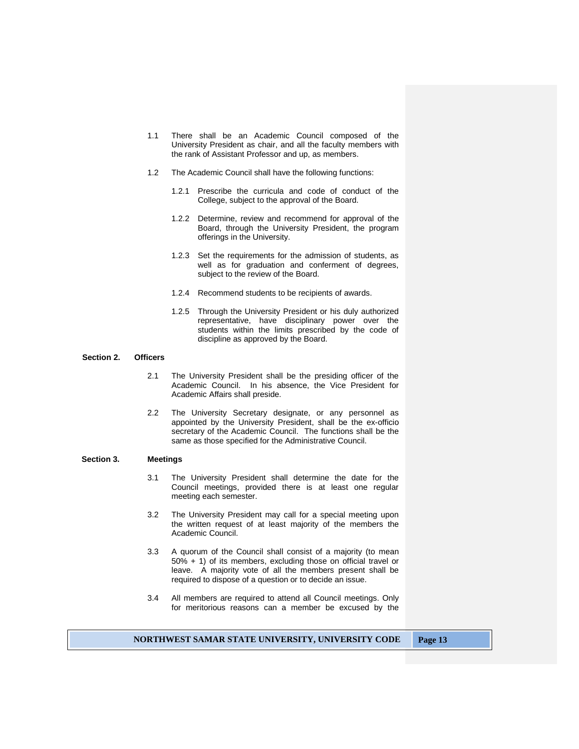1.1 There shall be an Academic Council composed of the University President as chair, and all the faculty members with the rank of Assistant Professor and up, as members.

1.2 The Academic Council shall have the following functions:

1.2.1 Prescribe the curricula and code of conduct of the College, subject to the approval of the Board.

1.2.2 Determine, review and recommend for approval of the Board, through the University President, the program offerings in the University.

1.2.3 Set the requirements for the admission of students, as well as for graduation and conferment of degrees, subject to the review of the Board.

1.2.4 Recommend students to be recipients of awards.

1.2.5 Through the University President or his duly authorized representative, have disciplinary power over the students within the limits prescribed by the code of discipline as approved by the Board.

**Section 2. Officers**

2.1 The University President shall be the presiding officer of the Academic Council. In his absence, the Vice President for Academic Affairs shall preside.

2.2 The University Secretary designate, or any personnel as appointed by the University President, shall be the ex-officio secretary of the Academic Council. The functions shall be the same as those specified for the Administrative Council.

**Section 3. Meetings**

3.1 The University President shall determine the date for the Council meetings, provided there is at least one regular meeting each semester.

3.2 The University President may call for a special meeting upon the written request of at least majority of the members the Academic Council.

3.3 A quorum of the Council shall consist of a majority (to mean 50% + 1) of its members, excluding those on official travel or leave. A majority vote of all the members present shall be required to dispose of a question or to decide an issue.

3.4 All members are required to attend all Council meetings. Only for meritorious reasons can a member be excused by the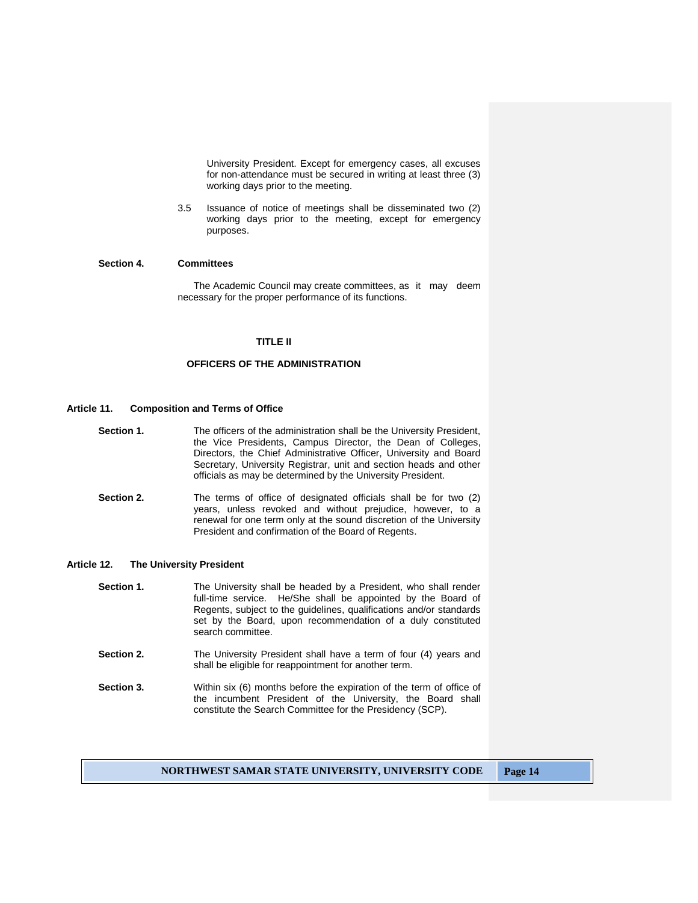University President. Except for emergency cases, all excuses for non-attendance must be secured in writing at least three (3) working days prior to the meeting.

3.5 Issuance of notice of meetings shall be disseminated two (2) working days prior to the meeting, except for emergency purposes.

**Section 4. Committees**

The Academic Council may create committees, as it may deem necessary for the proper performance of its functions.

## TITLE II

## OFFICERS OF THE ADMINISTRATION

### Article 11. Composition and Terms of Office

**Section 1.** The officers of the administration shall be the University President, the Vice Presidents, Campus Director, the Dean of Colleges, Directors, the Chief Administrative Officer, University and Board Secretary, University Registrar, unit and section heads and other officials as may be determined by the University President.

**Section 2.** The terms of office of designated officials shall be for two (2) years, unless revoked and without prejudice, however, to a renewal for one term only at the sound discretion of the University President and confirmation of the Board of Regents.

### Article 12. The University President

**Section 1.** The University shall be headed by a President, who shall render full-time service. He/She shall be appointed by the Board of Regents, subject to the guidelines, qualifications and/or standards set by the Board, upon recommendation of a duly constituted search committee.

**Section 2.** The University President shall have a term of four (4) years and shall be eligible for reappointment for another term.

**Section 3.** Within six (6) months before the expiration of the term of office of the incumbent President of the University, the Board shall constitute the Search Committee for the Presidency (SCP).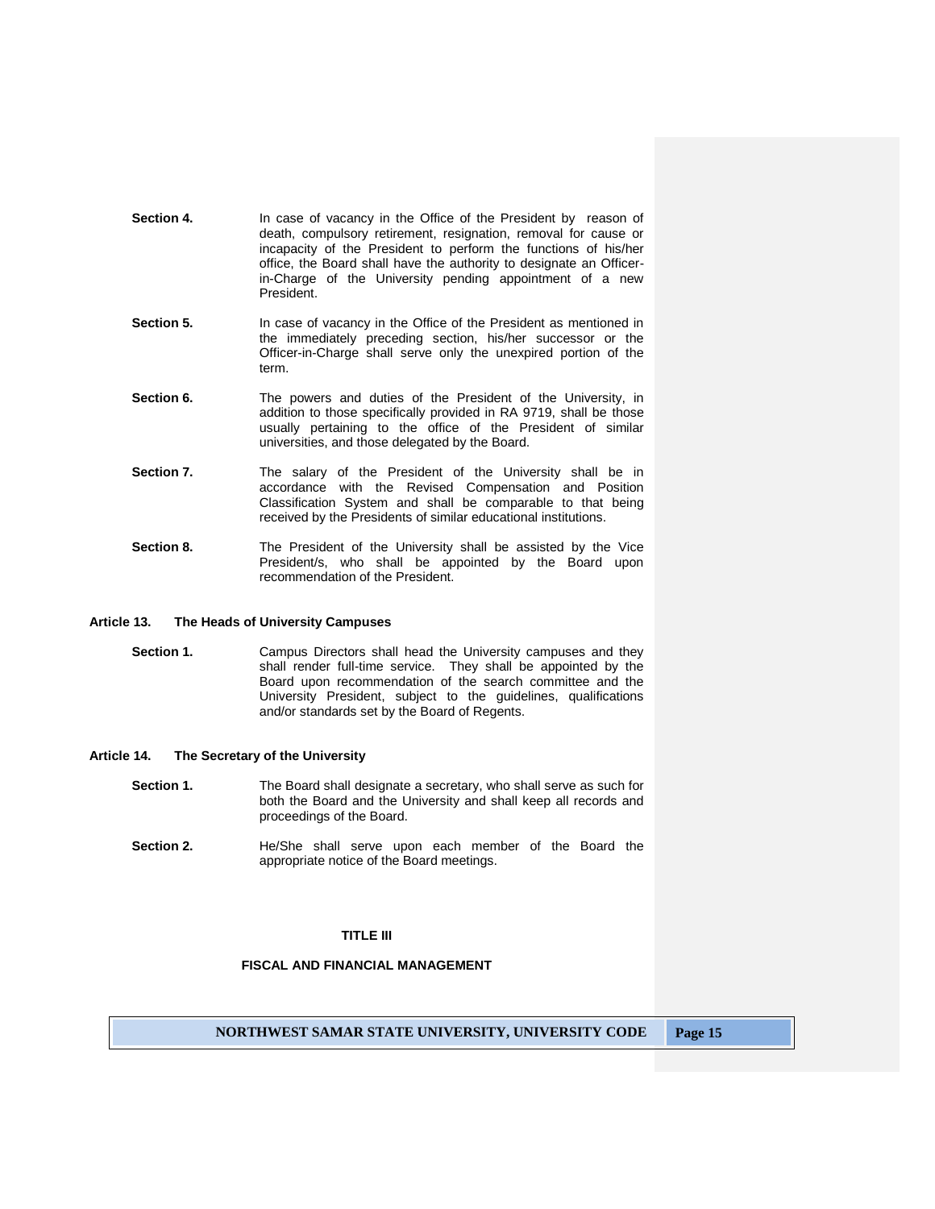**Section 4.** In case of vacancy in the Office of the President by reason of death, compulsory retirement, resignation, removal for cause or incapacity of the President to perform the functions of his/her office, the Board shall have the authority to designate an Officer-in-Charge of the University pending appointment of a new President.

**Section 5.** In case of vacancy in the Office of the President as mentioned in the immediately preceding section, his/her successor or the Officer-in-Charge shall serve only the unexpired portion of the term.

**Section 6.** The powers and duties of the President of the University, in addition to those specifically provided in RA 9719, shall be those usually pertaining to the office of the President of similar universities, and those delegated by the Board.

**Section 7.** The salary of the President of the University shall be in accordance with the Revised Compensation and Position Classification System and shall be comparable to that being received by the Presidents of similar educational institutions.

**Section 8.** The President of the University shall be assisted by the Vice President/s, who shall be appointed by the Board upon recommendation of the President.

### Article 13. The Heads of University Campuses

**Section 1.** Campus Directors shall head the University campuses and they shall render full-time service. They shall be appointed by the Board upon recommendation of the search committee and the University President, subject to the guidelines, qualifications and/or standards set by the Board of Regents.

### Article 14. The Secretary of the University

**Section 1.** The Board shall designate a secretary, who shall serve as such for both the Board and the University and shall keep all records and proceedings of the Board.

**Section 2.** He/She shall serve upon each member of the Board the appropriate notice of the Board meetings.

## TITLE III

## FISCAL AND FINANCIAL MANAGEMENT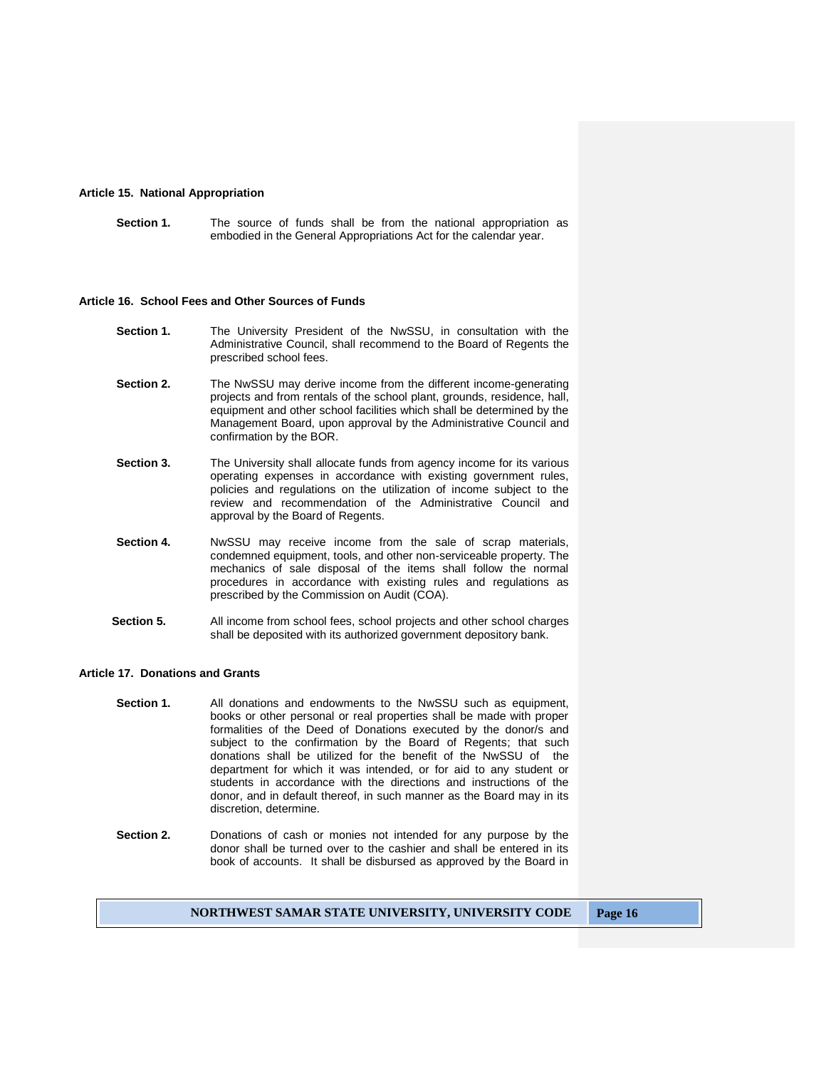### Article 15. National Appropriation

**Section 1.** The source of funds shall be from the national appropriation as embodied in the General Appropriations Act for the calendar year.

### Article 16. School Fees and Other Sources of Funds

**Section 1.** The University President of the NwSSU, in consultation with the Administrative Council, shall recommend to the Board of Regents the prescribed school fees.

**Section 2.** The NwSSU may derive income from the different income-generating projects and from rentals of the school plant, grounds, residence, hall, equipment and other school facilities which shall be determined by the Management Board, upon approval by the Administrative Council and confirmation by the BOR.

**Section 3.** The University shall allocate funds from agency income for its various operating expenses in accordance with existing government rules, policies and regulations on the utilization of income subject to the review and recommendation of the Administrative Council and approval by the Board of Regents.

**Section 4.** NwSSU may receive income from the sale of scrap materials, condemned equipment, tools, and other non-serviceable property. The mechanics of sale disposal of the items shall follow the normal procedures in accordance with existing rules and regulations as prescribed by the Commission on Audit (COA).

**Section 5.** All income from school fees, school projects and other school charges shall be deposited with its authorized government depository bank.

### Article 17. Donations and Grants

**Section 1.** All donations and endowments to the NwSSU such as equipment, books or other personal or real properties shall be made with proper formalities of the Deed of Donations executed by the donor/s and subject to the confirmation by the Board of Regents; that such donations shall be utilized for the benefit of the NwSSU of the department for which it was intended, or for aid to any student or students in accordance with the directions and instructions of the donor, and in default thereof, in such manner as the Board may in its discretion, determine.

**Section 2.** Donations of cash or monies not intended for any purpose by the donor shall be turned over to the cashier and shall be entered in its book of accounts. It shall be disbursed as approved by the Board in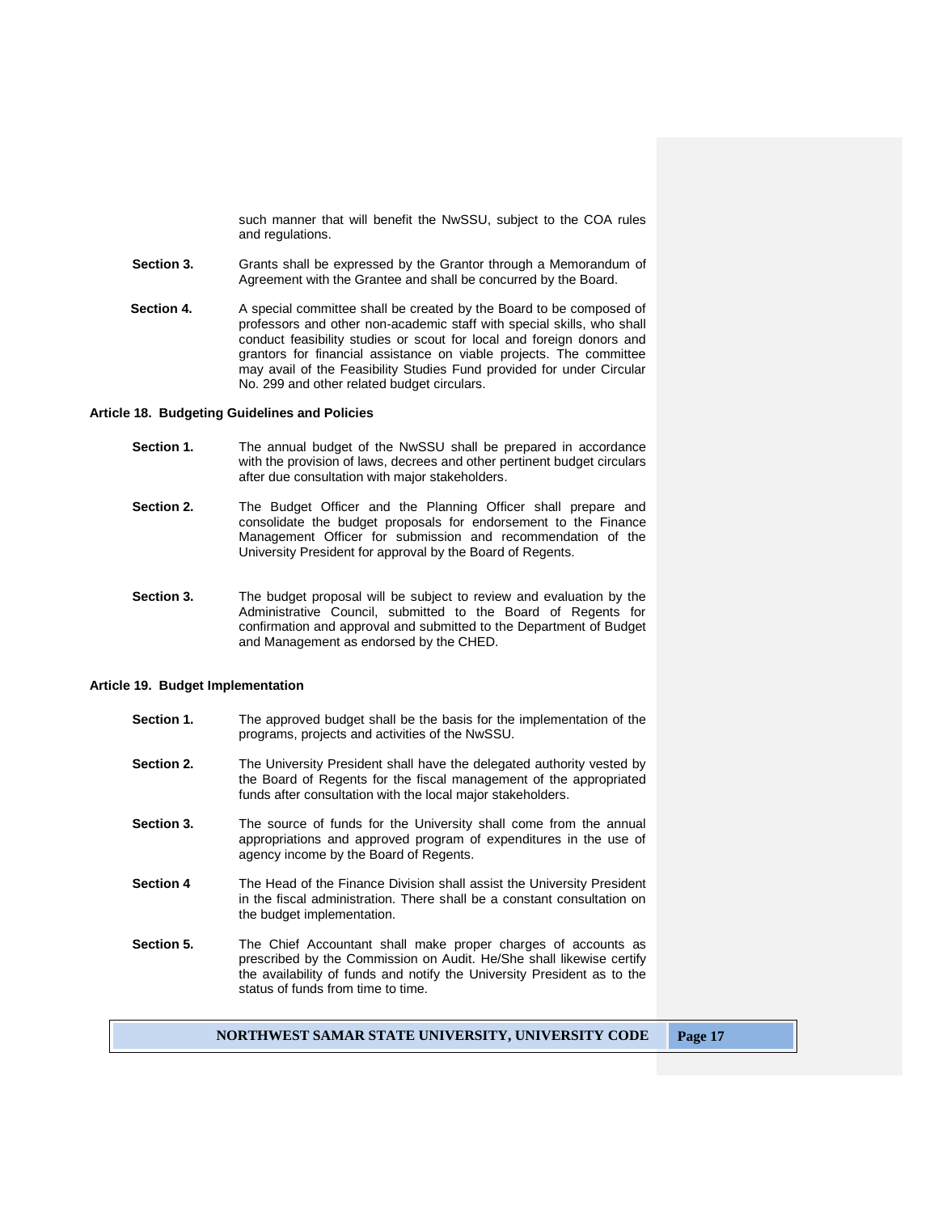such manner that will benefit the NwSSU, subject to the COA rules and regulations.

**Section 3.** Grants shall be expressed by the Grantor through a Memorandum of Agreement with the Grantee and shall be concurred by the Board.

**Section 4.** A special committee shall be created by the Board to be composed of professors and other non-academic staff with special skills, who shall conduct feasibility studies or scout for local and foreign donors and grantors for financial assistance on viable projects. The committee may avail of the Feasibility Studies Fund provided for under Circular No. 299 and other related budget circulars.

## Article 18. Budgeting Guidelines and Policies

**Section 1.** The annual budget of the NwSSU shall be prepared in accordance with the provision of laws, decrees and other pertinent budget circulars after due consultation with major stakeholders.

**Section 2.** The Budget Officer and the Planning Officer shall prepare and consolidate the budget proposals for endorsement to the Finance Management Officer for submission and recommendation of the University President for approval by the Board of Regents.

**Section 3.** The budget proposal will be subject to review and evaluation by the Administrative Council, submitted to the Board of Regents for confirmation and approval and submitted to the Department of Budget and Management as endorsed by the CHED.

## Article 19. Budget Implementation

**Section 1.** The approved budget shall be the basis for the implementation of the programs, projects and activities of the NwSSU.

**Section 2.** The University President shall have the delegated authority vested by the Board of Regents for the fiscal management of the appropriated funds after consultation with the local major stakeholders.

**Section 3.** The source of funds for the University shall come from the annual appropriations and approved program of expenditures in the use of agency income by the Board of Regents.

**Section 4** The Head of the Finance Division shall assist the University President in the fiscal administration. There shall be a constant consultation on the budget implementation.

**Section 5.** The Chief Accountant shall make proper charges of accounts as prescribed by the Commission on Audit. He/She shall likewise certify the availability of funds and notify the University President as to the status of funds from time to time.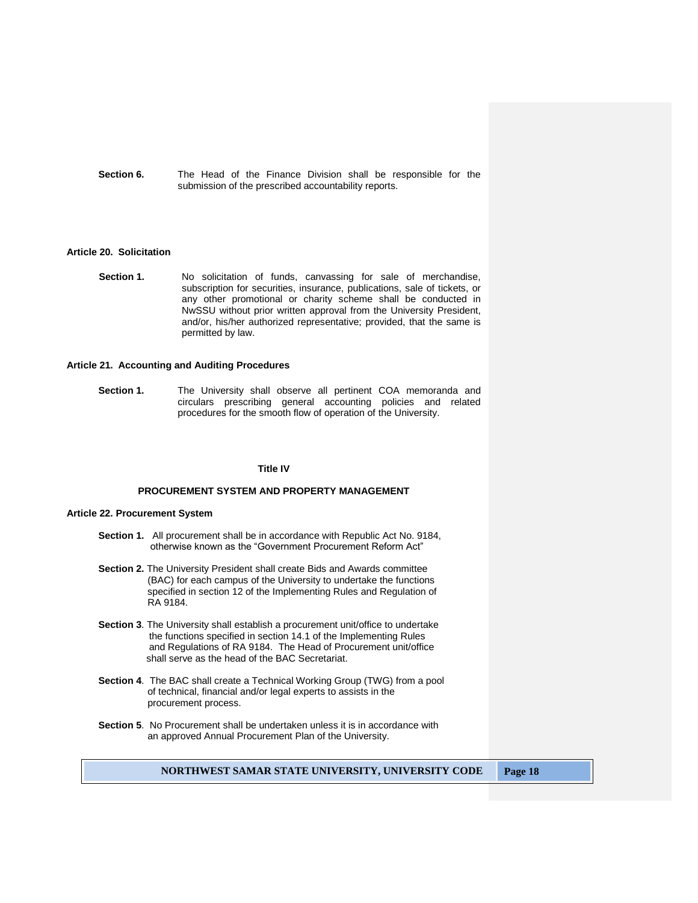**Section 6.** The Head of the Finance Division shall be responsible for the submission of the prescribed accountability reports.

### Article 20. Solicitation

**Section 1.** No solicitation of funds, canvassing for sale of merchandise, subscription for securities, insurance, publications, sale of tickets, or any other promotional or charity scheme shall be conducted in NwSSU without prior written approval from the University President, and/or, his/her authorized representative; provided, that the same is permitted by law.

### Article 21. Accounting and Auditing Procedures

**Section 1.** The University shall observe all pertinent COA memoranda and circulars prescribing general accounting policies and related procedures for the smooth flow of operation of the University.

## Title IV

## PROCUREMENT SYSTEM AND PROPERTY MANAGEMENT

### Article 22. Procurement System

**Section 1.** All procurement shall be in accordance with Republic Act No. 9184, otherwise known as the "Government Procurement Reform Act"

**Section 2.** The University President shall create Bids and Awards committee (BAC) for each campus of the University to undertake the functions specified in section 12 of the Implementing Rules and Regulation of RA 9184.

**Section 3**. The University shall establish a procurement unit/office to undertake the functions specified in section 14.1 of the Implementing Rules and Regulations of RA 9184. The Head of Procurement unit/office shall serve as the head of the BAC Secretariat.

**Section 4**. The BAC shall create a Technical Working Group (TWG) from a pool of technical, financial and/or legal experts to assists in the procurement process.

**Section 5**. No Procurement shall be undertaken unless it is in accordance with an approved Annual Procurement Plan of the University.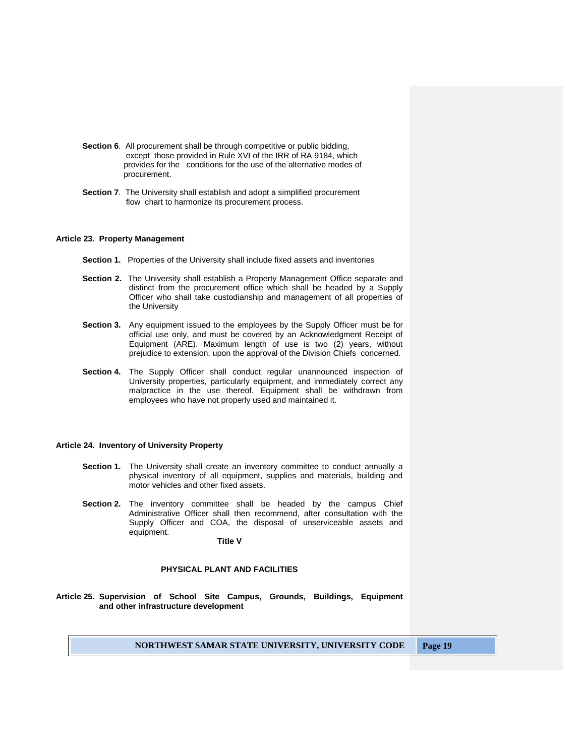**Section 6**. All procurement shall be through competitive or public bidding, except those provided in Rule XVI of the IRR of RA 9184, which provides for the conditions for the use of the alternative modes of procurement.

**Section 7**. The University shall establish and adopt a simplified procurement flow chart to harmonize its procurement process.

### Article 23. Property Management

**Section 1.** Properties of the University shall include fixed assets and inventories

**Section 2.** The University shall establish a Property Management Office separate and distinct from the procurement office which shall be headed by a Supply Officer who shall take custodianship and management of all properties of the University

**Section 3.** Any equipment issued to the employees by the Supply Officer must be for official use only, and must be covered by an Acknowledgment Receipt of Equipment (ARE). Maximum length of use is two (2) years, without prejudice to extension, upon the approval of the Division Chiefs concerned.

**Section 4.** The Supply Officer shall conduct regular unannounced inspection of University properties, particularly equipment, and immediately correct any malpractice in the use thereof. Equipment shall be withdrawn from employees who have not properly used and maintained it.

### Article 24. Inventory of University Property

**Section 1.** The University shall create an inventory committee to conduct annually a physical inventory of all equipment, supplies and materials, building and motor vehicles and other fixed assets.

**Section 2.** The inventory committee shall be headed by the campus Chief Administrative Officer shall then recommend, after consultation with the Supply Officer and COA, the disposal of unserviceable assets and equipment.

## Title V

## PHYSICAL PLANT AND FACILITIES

### Article 25. Supervision of School Site Campus, Grounds, Buildings, Equipment and other infrastructure development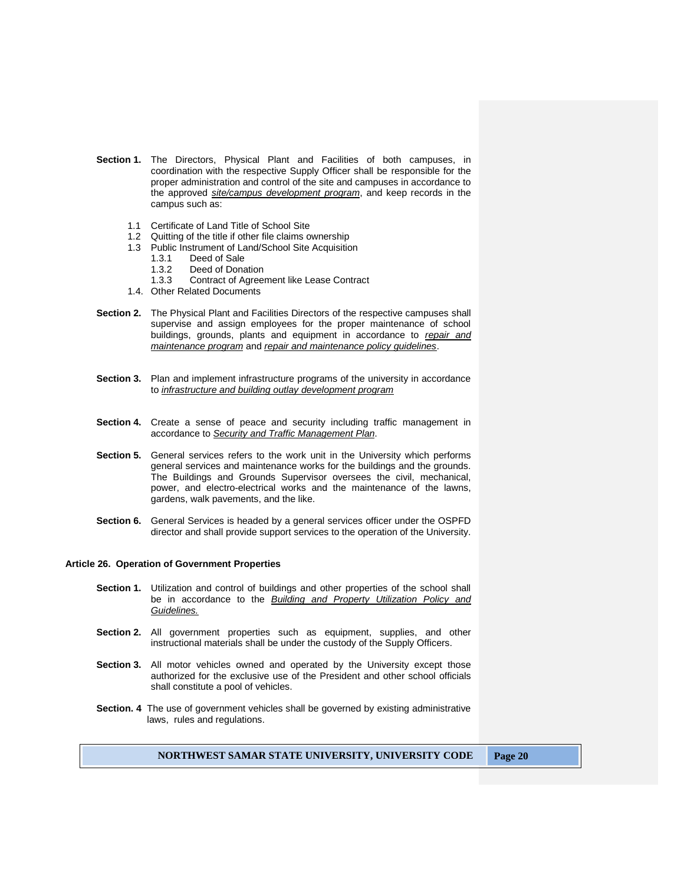**Section 1.** The Directors, Physical Plant and Facilities of both campuses, in coordination with the respective Supply Officer shall be responsible for the proper administration and control of the site and campuses in accordance to the approved ***site/campus development program***, and keep records in the campus such as:

- 1.1 Certificate of Land Title of School Site
- 1.2 Quitting of the title if other file claims ownership
- 1.3 Public Instrument of Land/School Site Acquisition
  - 1.3.1 Deed of Sale
  - 1.3.2 Deed of Donation
  - 1.3.3 Contract of Agreement like Lease Contract
- 1.4. Other Related Documents

**Section 2.** The Physical Plant and Facilities Directors of the respective campuses shall supervise and assign employees for the proper maintenance of school buildings, grounds, plants and equipment in accordance to *repair and maintenance program* and *repair and maintenance policy guidelines*.

**Section 3.** Plan and implement infrastructure programs of the university in accordance to *infrastructure and building outlay development program*

**Section 4.** Create a sense of peace and security including traffic management in accordance to *Security and Traffic Management Plan*.

**Section 5.** General services refers to the work unit in the University which performs general services and maintenance works for the buildings and the grounds. The Buildings and Grounds Supervisor oversees the civil, mechanical, power, and electro-electrical works and the maintenance of the lawns, gardens, walk pavements, and the like.

**Section 6.** General Services is headed by a general services officer under the OSPFD director and shall provide support services to the operation of the University.

## Article 26. Operation of Government Properties

**Section 1.** Utilization and control of buildings and other properties of the school shall be in accordance to the *Building and Property Utilization Policy and Guidelines.*

**Section 2.** All government properties such as equipment, supplies, and other instructional materials shall be under the custody of the Supply Officers.

**Section 3.** All motor vehicles owned and operated by the University except those authorized for the exclusive use of the President and other school officials shall constitute a pool of vehicles.

**Section. 4** The use of government vehicles shall be governed by existing administrative laws, rules and regulations.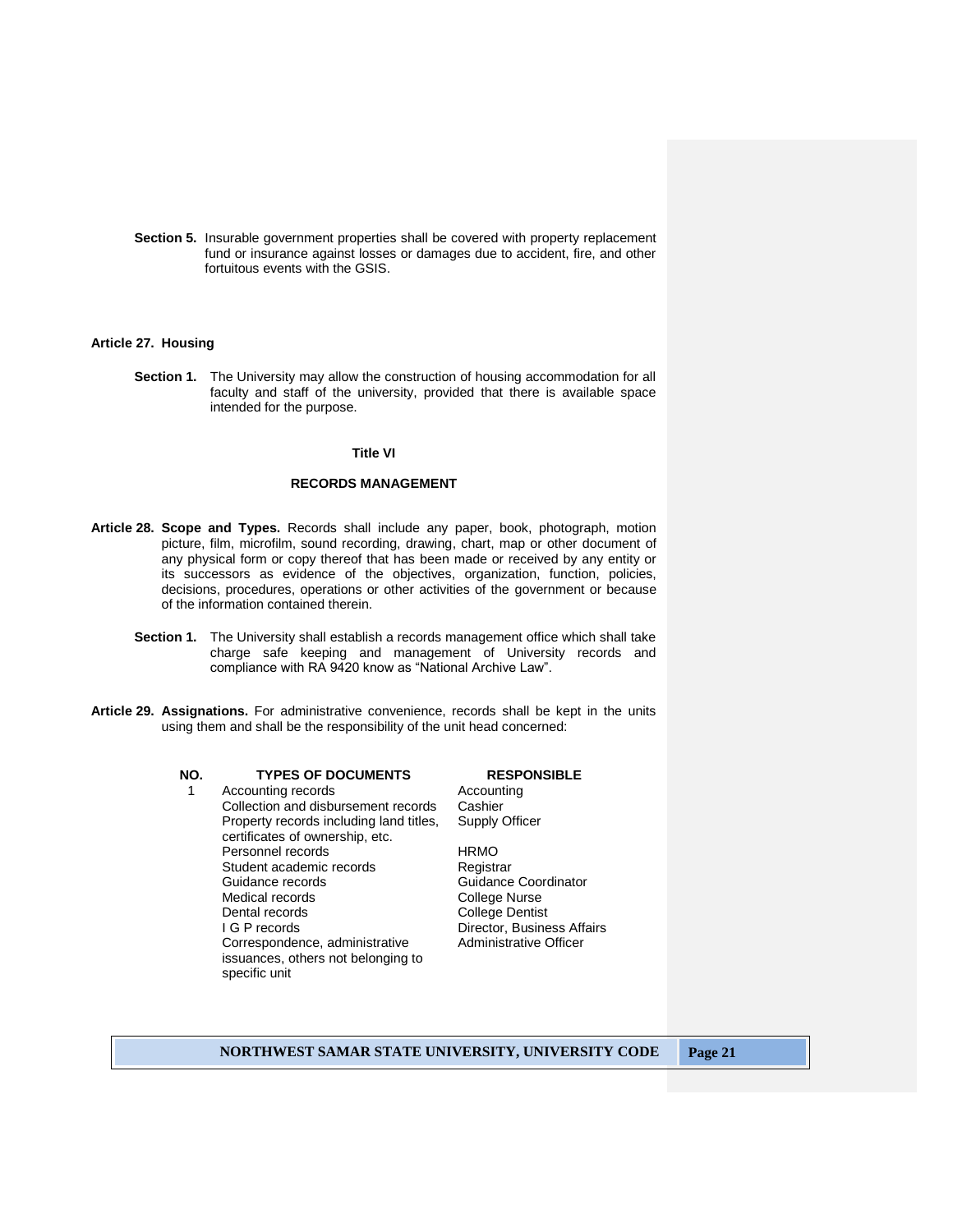**Section 5.** Insurable government properties shall be covered with property replacement fund or insurance against losses or damages due to accident, fire, and other fortuitous events with the GSIS.

**Article 27. Housing**

**Section 1.** The University may allow the construction of housing accommodation for all faculty and staff of the university, provided that there is available space intended for the purpose.

## Title VI

## RECORDS MANAGEMENT

**Article 28. Scope and Types.** Records shall include any paper, book, photograph, motion picture, film, microfilm, sound recording, drawing, chart, map or other document of any physical form or copy thereof that has been made or received by any entity or its successors as evidence of the objectives, organization, function, policies, decisions, procedures, operations or other activities of the government or because of the information contained therein.

**Section 1.** The University shall establish a records management office which shall take charge safe keeping and management of University records and compliance with RA 9420 know as "National Archive Law".

**Article 29. Assignations.** For administrative convenience, records shall be kept in the units using them and shall be the responsibility of the unit head concerned:

| NO. | TYPES OF DOCUMENTS | RESPONSIBLE |
|---|---|---|
| 1 | Accounting records | Accounting |
| | Collection and disbursement records | Cashier |
| | Property records including land titles, certificates of ownership, etc. | Supply Officer |
| | Personnel records | HRMO |
| | Student academic records | Registrar |
| | Guidance records | Guidance Coordinator |
| | Medical records | College Nurse |
| | Dental records | College Dentist |
| | I G P records | Director, Business Affairs |
| | Correspondence, administrative issuances, others not belonging to specific unit | Administrative Officer |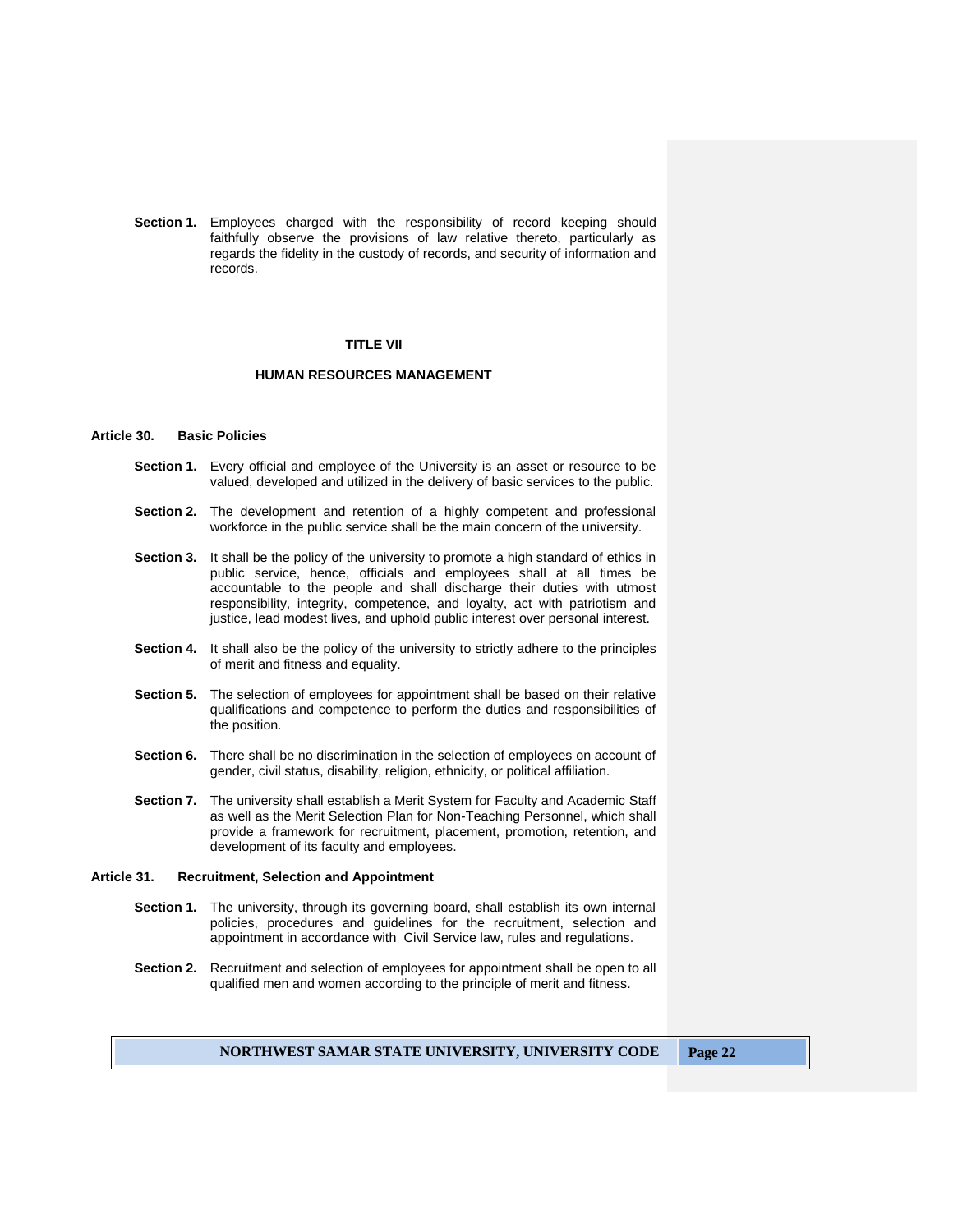**Section 1.** Employees charged with the responsibility of record keeping should faithfully observe the provisions of law relative thereto, particularly as regards the fidelity in the custody of records, and security of information and records.

## TITLE VII

## HUMAN RESOURCES MANAGEMENT

### Article 30. Basic Policies

**Section 1.** Every official and employee of the University is an asset or resource to be valued, developed and utilized in the delivery of basic services to the public.

**Section 2.** The development and retention of a highly competent and professional workforce in the public service shall be the main concern of the university.

**Section 3.** It shall be the policy of the university to promote a high standard of ethics in public service, hence, officials and employees shall at all times be accountable to the people and shall discharge their duties with utmost responsibility, integrity, competence, and loyalty, act with patriotism and justice, lead modest lives, and uphold public interest over personal interest.

**Section 4.** It shall also be the policy of the university to strictly adhere to the principles of merit and fitness and equality.

**Section 5.** The selection of employees for appointment shall be based on their relative qualifications and competence to perform the duties and responsibilities of the position.

**Section 6.** There shall be no discrimination in the selection of employees on account of gender, civil status, disability, religion, ethnicity, or political affiliation.

**Section 7.** The university shall establish a Merit System for Faculty and Academic Staff as well as the Merit Selection Plan for Non-Teaching Personnel, which shall provide a framework for recruitment, placement, promotion, retention, and development of its faculty and employees.

### Article 31. Recruitment, Selection and Appointment

**Section 1.** The university, through its governing board, shall establish its own internal policies, procedures and guidelines for the recruitment, selection and appointment in accordance with Civil Service law, rules and regulations.

**Section 2.** Recruitment and selection of employees for appointment shall be open to all qualified men and women according to the principle of merit and fitness.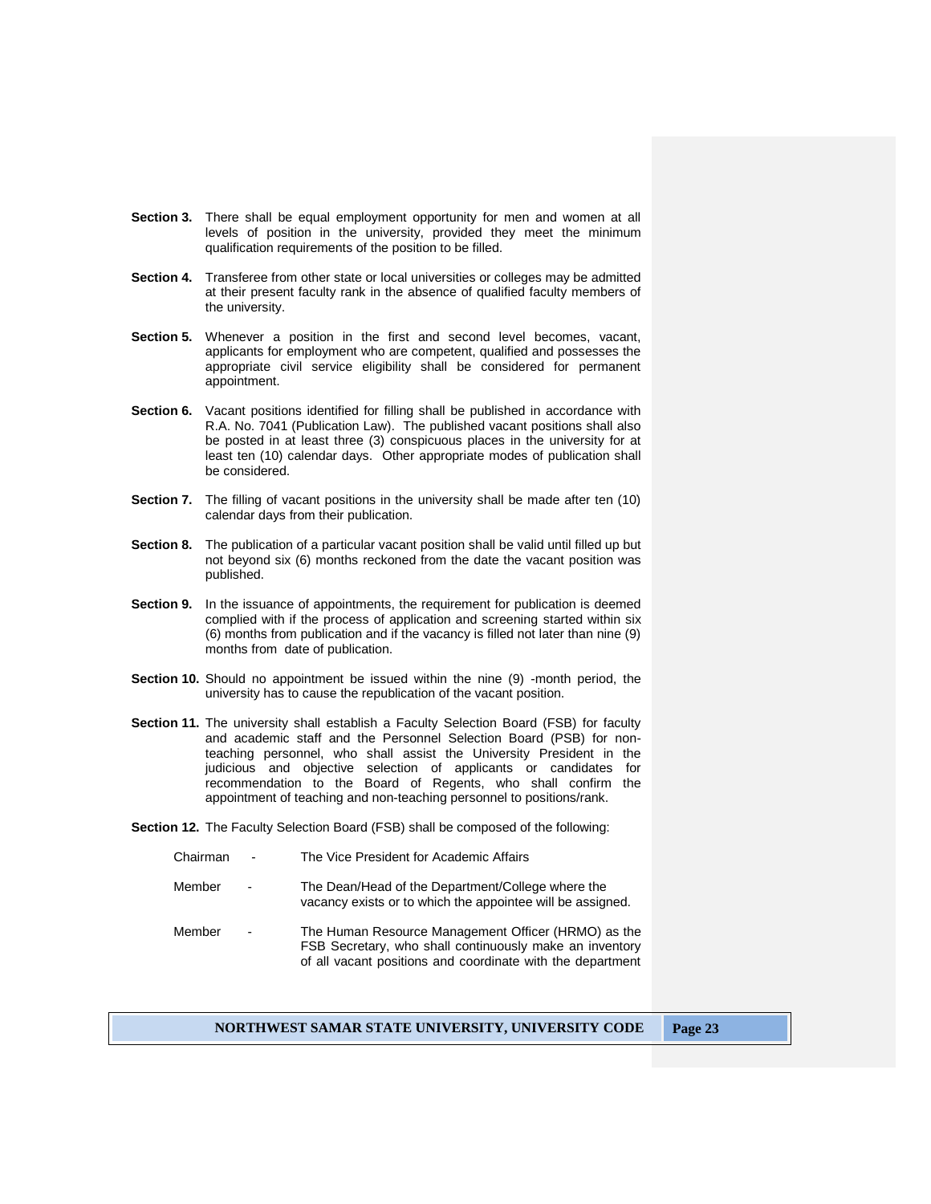**Section 3.** There shall be equal employment opportunity for men and women at all levels of position in the university, provided they meet the minimum qualification requirements of the position to be filled.

**Section 4.** Transferee from other state or local universities or colleges may be admitted at their present faculty rank in the absence of qualified faculty members of the university.

**Section 5.** Whenever a position in the first and second level becomes, vacant, applicants for employment who are competent, qualified and possesses the appropriate civil service eligibility shall be considered for permanent appointment.

**Section 6.** Vacant positions identified for filling shall be published in accordance with R.A. No. 7041 (Publication Law). The published vacant positions shall also be posted in at least three (3) conspicuous places in the university for at least ten (10) calendar days. Other appropriate modes of publication shall be considered.

**Section 7.** The filling of vacant positions in the university shall be made after ten (10) calendar days from their publication.

**Section 8.** The publication of a particular vacant position shall be valid until filled up but not beyond six (6) months reckoned from the date the vacant position was published.

**Section 9.** In the issuance of appointments, the requirement for publication is deemed complied with if the process of application and screening started within six (6) months from publication and if the vacancy is filled not later than nine (9) months from date of publication.

**Section 10.** Should no appointment be issued within the nine (9) -month period, the university has to cause the republication of the vacant position.

**Section 11.** The university shall establish a Faculty Selection Board (FSB) for faculty and academic staff and the Personnel Selection Board (PSB) for non-teaching personnel, who shall assist the University President in the judicious and objective selection of applicants or candidates for recommendation to the Board of Regents, who shall confirm the appointment of teaching and non-teaching personnel to positions/rank.

**Section 12.** The Faculty Selection Board (FSB) shall be composed of the following:

Chairman - The Vice President for Academic Affairs

Member - The Dean/Head of the Department/College where the vacancy exists or to which the appointee will be assigned.

Member - The Human Resource Management Officer (HRMO) as the FSB Secretary, who shall continuously make an inventory of all vacant positions and coordinate with the department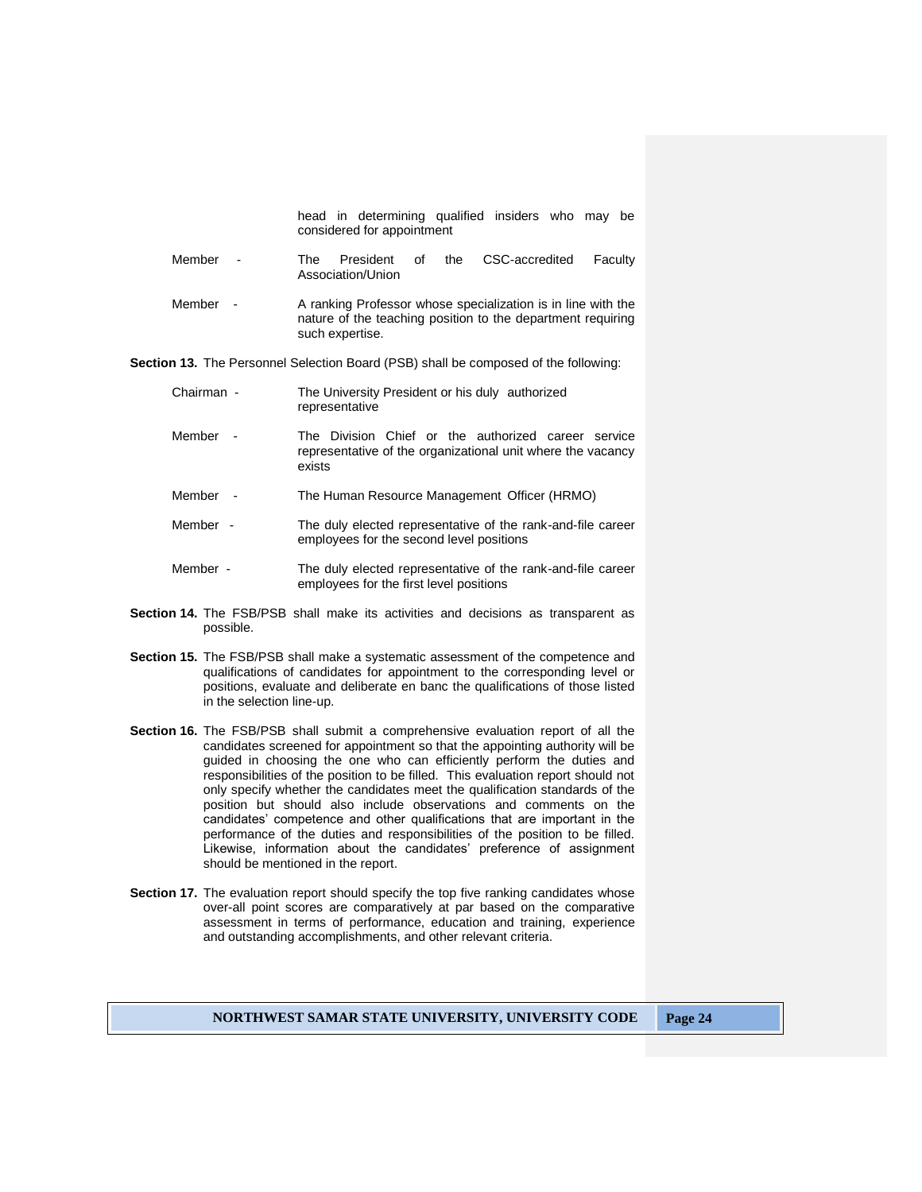head in determining qualified insiders who may be considered for appointment

| | |
|---|---|
| Member - | The President of the CSC-accredited Faculty Association/Union |
| Member - | A ranking Professor whose specialization is in line with the nature of the teaching position to the department requiring such expertise. |

**Section 13.** The Personnel Selection Board (PSB) shall be composed of the following:

| | |
|---|---|
| Chairman - | The University President or his duly authorized representative |
| Member - | The Division Chief or the authorized career service representative of the organizational unit where the vacancy exists |
| Member - | The Human Resource Management Officer (HRMO) |
| Member - | The duly elected representative of the rank-and-file career employees for the second level positions |
| Member - | The duly elected representative of the rank-and-file career employees for the first level positions |

**Section 14.** The FSB/PSB shall make its activities and decisions as transparent as possible.

**Section 15.** The FSB/PSB shall make a systematic assessment of the competence and qualifications of candidates for appointment to the corresponding level or positions, evaluate and deliberate en banc the qualifications of those listed in the selection line-up.

**Section 16.** The FSB/PSB shall submit a comprehensive evaluation report of all the candidates screened for appointment so that the appointing authority will be guided in choosing the one who can efficiently perform the duties and responsibilities of the position to be filled. This evaluation report should not only specify whether the candidates meet the qualification standards of the position but should also include observations and comments on the candidates' competence and other qualifications that are important in the performance of the duties and responsibilities of the position to be filled. Likewise, information about the candidates' preference of assignment should be mentioned in the report.

**Section 17.** The evaluation report should specify the top five ranking candidates whose over-all point scores are comparatively at par based on the comparative assessment in terms of performance, education and training, experience and outstanding accomplishments, and other relevant criteria.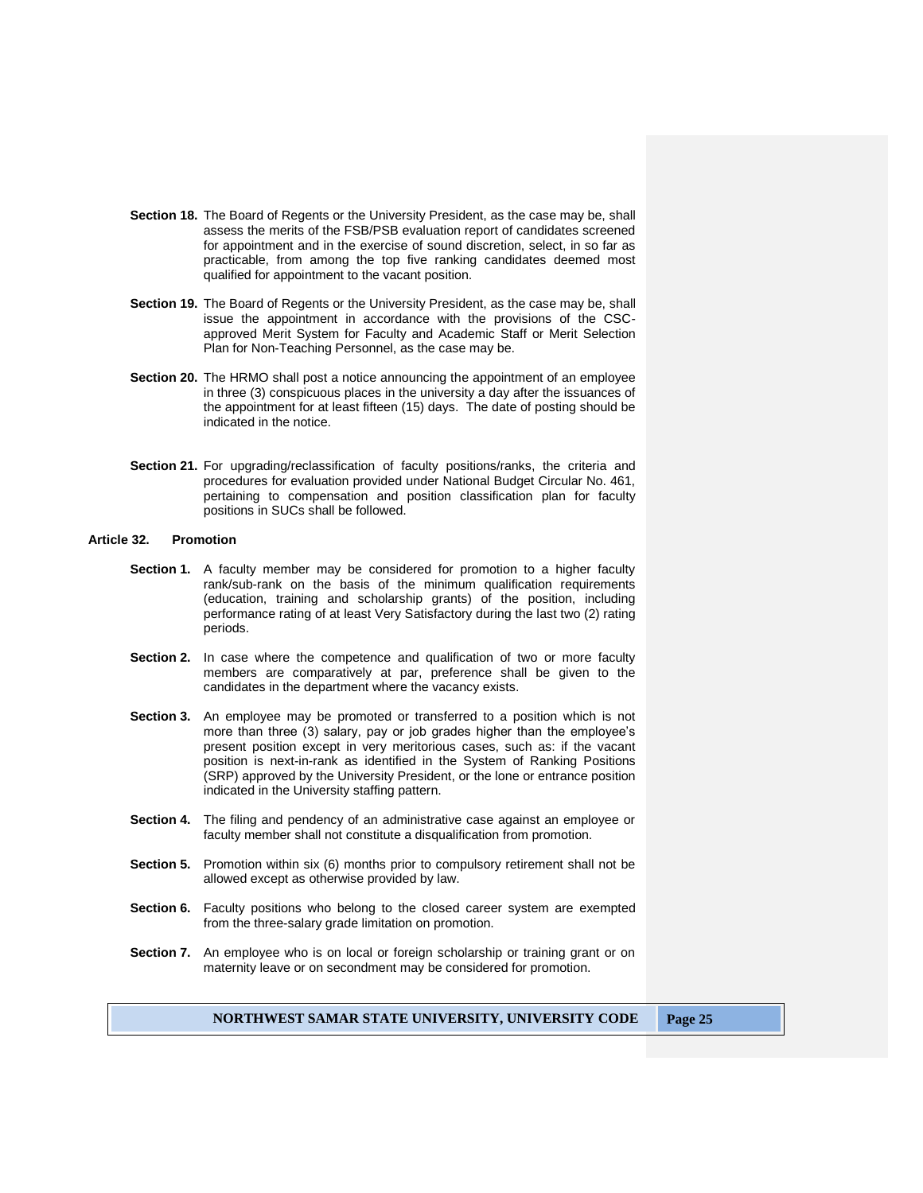**Section 18.** The Board of Regents or the University President, as the case may be, shall assess the merits of the FSB/PSB evaluation report of candidates screened for appointment and in the exercise of sound discretion, select, in so far as practicable, from among the top five ranking candidates deemed most qualified for appointment to the vacant position.

**Section 19.** The Board of Regents or the University President, as the case may be, shall issue the appointment in accordance with the provisions of the CSC-approved Merit System for Faculty and Academic Staff or Merit Selection Plan for Non-Teaching Personnel, as the case may be.

**Section 20.** The HRMO shall post a notice announcing the appointment of an employee in three (3) conspicuous places in the university a day after the issuances of the appointment for at least fifteen (15) days. The date of posting should be indicated in the notice.

**Section 21.** For upgrading/reclassification of faculty positions/ranks, the criteria and procedures for evaluation provided under National Budget Circular No. 461, pertaining to compensation and position classification plan for faculty positions in SUCs shall be followed.

## Article 32. Promotion

**Section 1.** A faculty member may be considered for promotion to a higher faculty rank/sub-rank on the basis of the minimum qualification requirements (education, training and scholarship grants) of the position, including performance rating of at least Very Satisfactory during the last two (2) rating periods.

**Section 2.** In case where the competence and qualification of two or more faculty members are comparatively at par, preference shall be given to the candidates in the department where the vacancy exists.

**Section 3.** An employee may be promoted or transferred to a position which is not more than three (3) salary, pay or job grades higher than the employee's present position except in very meritorious cases, such as: if the vacant position is next-in-rank as identified in the System of Ranking Positions (SRP) approved by the University President, or the lone or entrance position indicated in the University staffing pattern.

**Section 4.** The filing and pendency of an administrative case against an employee or faculty member shall not constitute a disqualification from promotion.

**Section 5.** Promotion within six (6) months prior to compulsory retirement shall not be allowed except as otherwise provided by law.

**Section 6.** Faculty positions who belong to the closed career system are exempted from the three-salary grade limitation on promotion.

**Section 7.** An employee who is on local or foreign scholarship or training grant or on maternity leave or on secondment may be considered for promotion.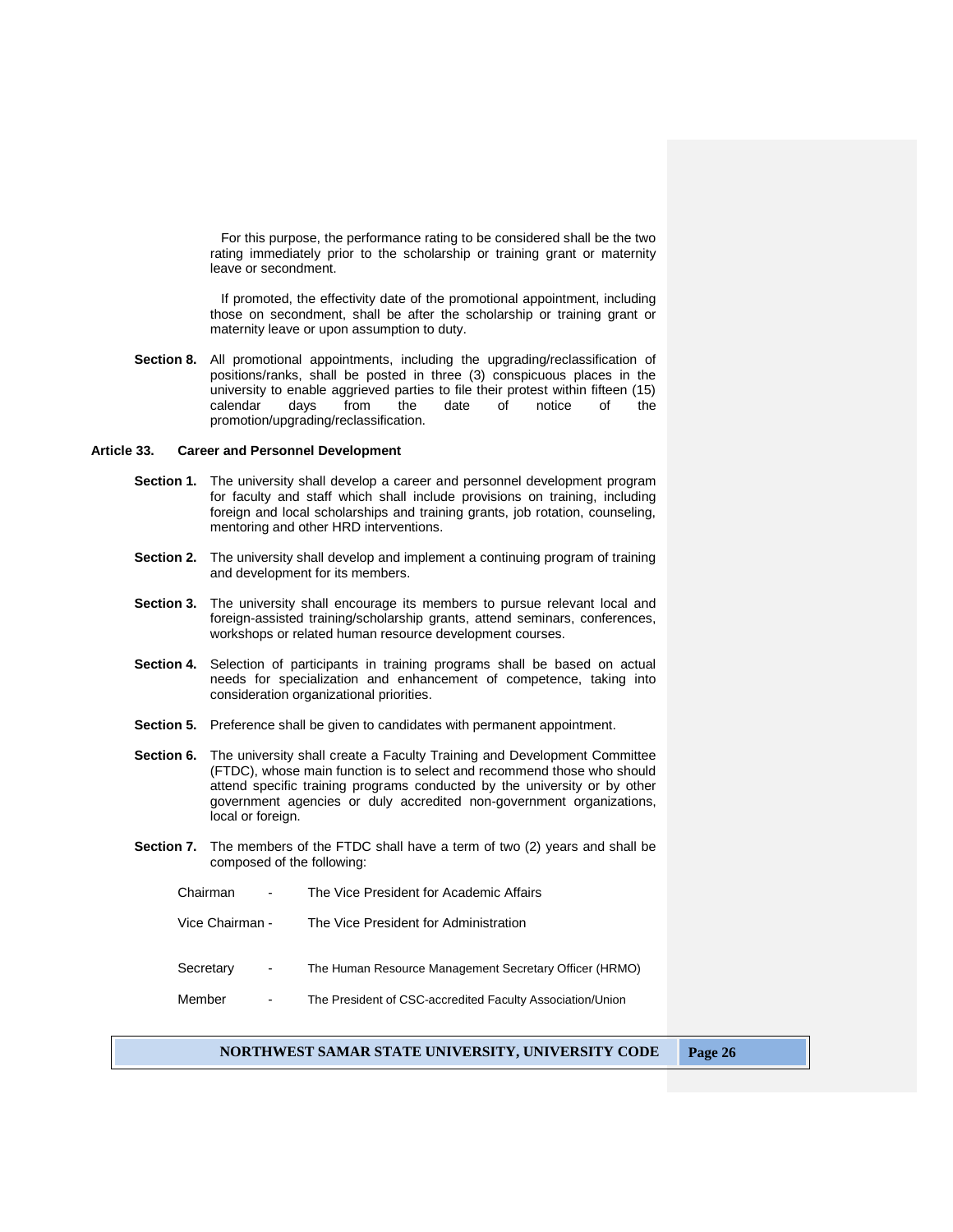For this purpose, the performance rating to be considered shall be the two rating immediately prior to the scholarship or training grant or maternity leave or secondment.

If promoted, the effectivity date of the promotional appointment, including those on secondment, shall be after the scholarship or training grant or maternity leave or upon assumption to duty.

**Section 8.** All promotional appointments, including the upgrading/reclassification of positions/ranks, shall be posted in three (3) conspicuous places in the university to enable aggrieved parties to file their protest within fifteen (15) calendar days from the date of notice of the promotion/upgrading/reclassification.

### Article 33. Career and Personnel Development

**Section 1.** The university shall develop a career and personnel development program for faculty and staff which shall include provisions on training, including foreign and local scholarships and training grants, job rotation, counseling, mentoring and other HRD interventions.

**Section 2.** The university shall develop and implement a continuing program of training and development for its members.

**Section 3.** The university shall encourage its members to pursue relevant local and foreign-assisted training/scholarship grants, attend seminars, conferences, workshops or related human resource development courses.

**Section 4.** Selection of participants in training programs shall be based on actual needs for specialization and enhancement of competence, taking into consideration organizational priorities.

**Section 5.** Preference shall be given to candidates with permanent appointment.

**Section 6.** The university shall create a Faculty Training and Development Committee (FTDC), whose main function is to select and recommend those who should attend specific training programs conducted by the university or by other government agencies or duly accredited non-government organizations, local or foreign.

**Section 7.** The members of the FTDC shall have a term of two (2) years and shall be composed of the following:

Chairman - The Vice President for Academic Affairs

Vice Chairman - The Vice President for Administration

Secretary - The Human Resource Management Secretary Officer (HRMO)

Member - The President of CSC-accredited Faculty Association/Union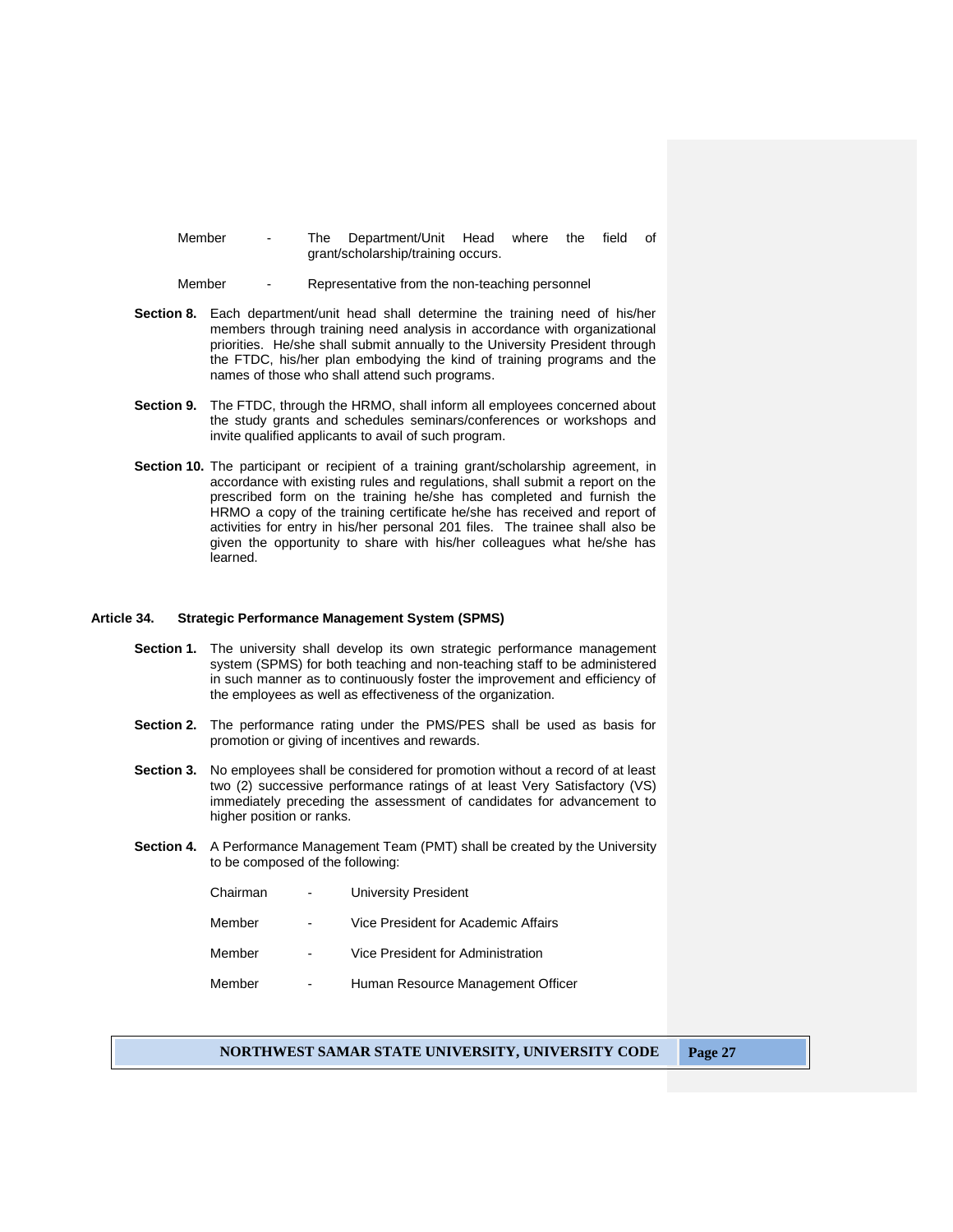| | | |
|---|---|---|
| Member | - | The Department/Unit Head where the field of grant/scholarship/training occurs. |
| Member | - | Representative from the non-teaching personnel |

**Section 8.** Each department/unit head shall determine the training need of his/her members through training need analysis in accordance with organizational priorities. He/she shall submit annually to the University President through the FTDC, his/her plan embodying the kind of training programs and the names of those who shall attend such programs.

**Section 9.** The FTDC, through the HRMO, shall inform all employees concerned about the study grants and schedules seminars/conferences or workshops and invite qualified applicants to avail of such program.

**Section 10.** The participant or recipient of a training grant/scholarship agreement, in accordance with existing rules and regulations, shall submit a report on the prescribed form on the training he/she has completed and furnish the HRMO a copy of the training certificate he/she has received and report of activities for entry in his/her personal 201 files. The trainee shall also be given the opportunity to share with his/her colleagues what he/she has learned.

## Article 34. Strategic Performance Management System (SPMS)

**Section 1.** The university shall develop its own strategic performance management system (SPMS) for both teaching and non-teaching staff to be administered in such manner as to continuously foster the improvement and efficiency of the employees as well as effectiveness of the organization.

**Section 2.** The performance rating under the PMS/PES shall be used as basis for promotion or giving of incentives and rewards.

**Section 3.** No employees shall be considered for promotion without a record of at least two (2) successive performance ratings of at least Very Satisfactory (VS) immediately preceding the assessment of candidates for advancement to higher position or ranks.

**Section 4.** A Performance Management Team (PMT) shall be created by the University to be composed of the following:

| | | |
|---|---|---|
| Chairman | - | University President |
| Member | - | Vice President for Academic Affairs |
| Member | - | Vice President for Administration |
| Member | - | Human Resource Management Officer |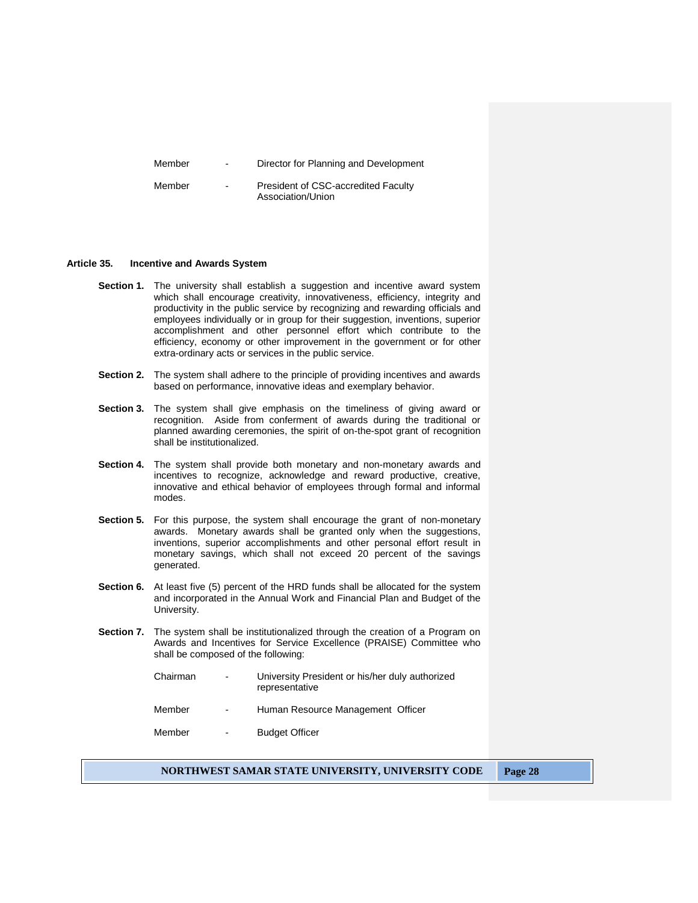| | | |
|---|---|---|
| Member | - | Director for Planning and Development |
| Member | - | President of CSC-accredited Faculty Association/Union |

**Article 35. Incentive and Awards System**

**Section 1.** The university shall establish a suggestion and incentive award system which shall encourage creativity, innovativeness, efficiency, integrity and productivity in the public service by recognizing and rewarding officials and employees individually or in group for their suggestion, inventions, superior accomplishment and other personnel effort which contribute to the efficiency, economy or other improvement in the government or for other extra-ordinary acts or services in the public service.

**Section 2.** The system shall adhere to the principle of providing incentives and awards based on performance, innovative ideas and exemplary behavior.

**Section 3.** The system shall give emphasis on the timeliness of giving award or recognition. Aside from conferment of awards during the traditional or planned awarding ceremonies, the spirit of on-the-spot grant of recognition shall be institutionalized.

**Section 4.** The system shall provide both monetary and non-monetary awards and incentives to recognize, acknowledge and reward productive, creative, innovative and ethical behavior of employees through formal and informal modes.

**Section 5.** For this purpose, the system shall encourage the grant of non-monetary awards. Monetary awards shall be granted only when the suggestions, inventions, superior accomplishments and other personal effort result in monetary savings, which shall not exceed 20 percent of the savings generated.

**Section 6.** At least five (5) percent of the HRD funds shall be allocated for the system and incorporated in the Annual Work and Financial Plan and Budget of the University.

**Section 7.** The system shall be institutionalized through the creation of a Program on Awards and Incentives for Service Excellence (PRAISE) Committee who shall be composed of the following:

| | | |
|---|---|---|
| Chairman | - | University President or his/her duly authorized representative |
| Member | - | Human Resource Management Officer |
| Member | - | Budget Officer |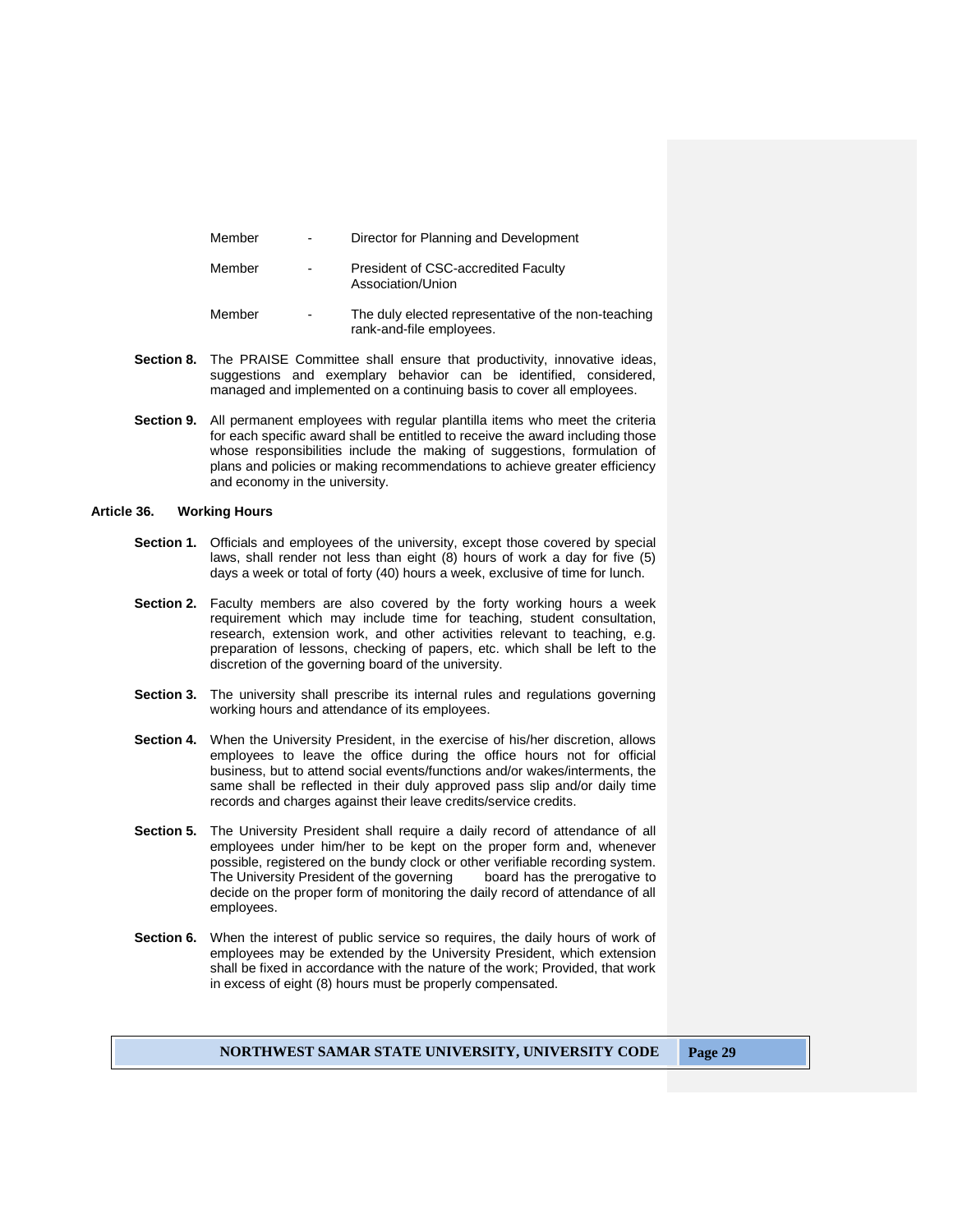| | | |
|---|---|---|
| Member | - | Director for Planning and Development |
| Member | - | President of CSC-accredited Faculty Association/Union |
| Member | - | The duly elected representative of the non-teaching rank-and-file employees. |

**Section 8.** The PRAISE Committee shall ensure that productivity, innovative ideas, suggestions and exemplary behavior can be identified, considered, managed and implemented on a continuing basis to cover all employees.

**Section 9.** All permanent employees with regular plantilla items who meet the criteria for each specific award shall be entitled to receive the award including those whose responsibilities include the making of suggestions, formulation of plans and policies or making recommendations to achieve greater efficiency and economy in the university.

## Article 36. Working Hours

**Section 1.** Officials and employees of the university, except those covered by special laws, shall render not less than eight (8) hours of work a day for five (5) days a week or total of forty (40) hours a week, exclusive of time for lunch.

**Section 2.** Faculty members are also covered by the forty working hours a week requirement which may include time for teaching, student consultation, research, extension work, and other activities relevant to teaching, e.g. preparation of lessons, checking of papers, etc. which shall be left to the discretion of the governing board of the university.

**Section 3.** The university shall prescribe its internal rules and regulations governing working hours and attendance of its employees.

**Section 4.** When the University President, in the exercise of his/her discretion, allows employees to leave the office during the office hours not for official business, but to attend social events/functions and/or wakes/interments, the same shall be reflected in their duly approved pass slip and/or daily time records and charges against their leave credits/service credits.

**Section 5.** The University President shall require a daily record of attendance of all employees under him/her to be kept on the proper form and, whenever possible, registered on the bundy clock or other verifiable recording system. The University President of the governing board has the prerogative to decide on the proper form of monitoring the daily record of attendance of all employees.

**Section 6.** When the interest of public service so requires, the daily hours of work of employees may be extended by the University President, which extension shall be fixed in accordance with the nature of the work; Provided, that work in excess of eight (8) hours must be properly compensated.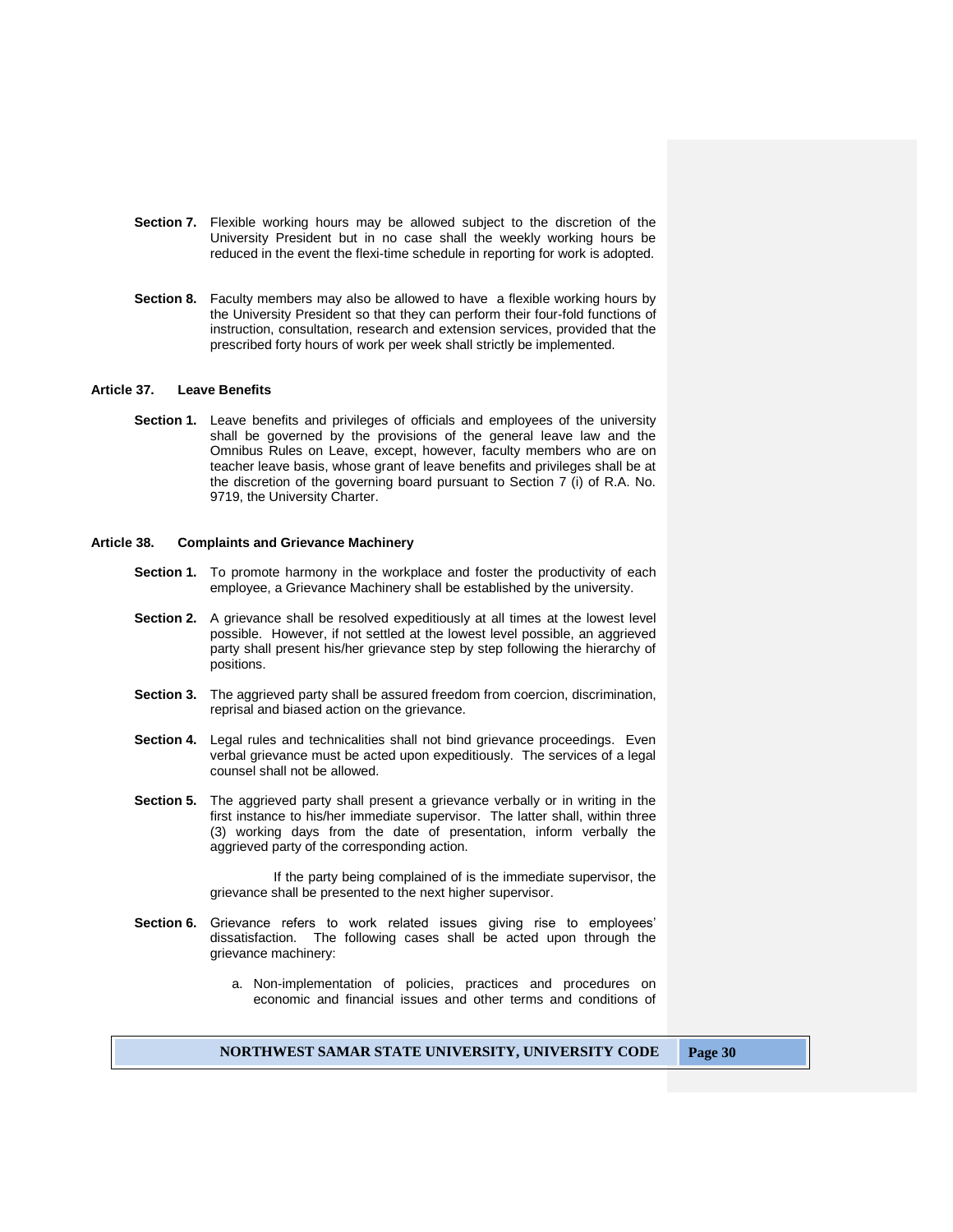**Section 7.** Flexible working hours may be allowed subject to the discretion of the University President but in no case shall the weekly working hours be reduced in the event the flexi-time schedule in reporting for work is adopted.

**Section 8.** Faculty members may also be allowed to have a flexible working hours by the University President so that they can perform their four-fold functions of instruction, consultation, research and extension services, provided that the prescribed forty hours of work per week shall strictly be implemented.

## Article 37. Leave Benefits

**Section 1.** Leave benefits and privileges of officials and employees of the university shall be governed by the provisions of the general leave law and the Omnibus Rules on Leave, except, however, faculty members who are on teacher leave basis, whose grant of leave benefits and privileges shall be at the discretion of the governing board pursuant to Section 7 (i) of R.A. No. 9719, the University Charter.

## Article 38. Complaints and Grievance Machinery

**Section 1.** To promote harmony in the workplace and foster the productivity of each employee, a Grievance Machinery shall be established by the university.

**Section 2.** A grievance shall be resolved expeditiously at all times at the lowest level possible. However, if not settled at the lowest level possible, an aggrieved party shall present his/her grievance step by step following the hierarchy of positions.

**Section 3.** The aggrieved party shall be assured freedom from coercion, discrimination, reprisal and biased action on the grievance.

**Section 4.** Legal rules and technicalities shall not bind grievance proceedings. Even verbal grievance must be acted upon expeditiously. The services of a legal counsel shall not be allowed.

**Section 5.** The aggrieved party shall present a grievance verbally or in writing in the first instance to his/her immediate supervisor. The latter shall, within three (3) working days from the date of presentation, inform verbally the aggrieved party of the corresponding action.

If the party being complained of is the immediate supervisor, the grievance shall be presented to the next higher supervisor.

**Section 6.** Grievance refers to work related issues giving rise to employees' dissatisfaction. The following cases shall be acted upon through the grievance machinery:

a. Non-implementation of policies, practices and procedures on economic and financial issues and other terms and conditions of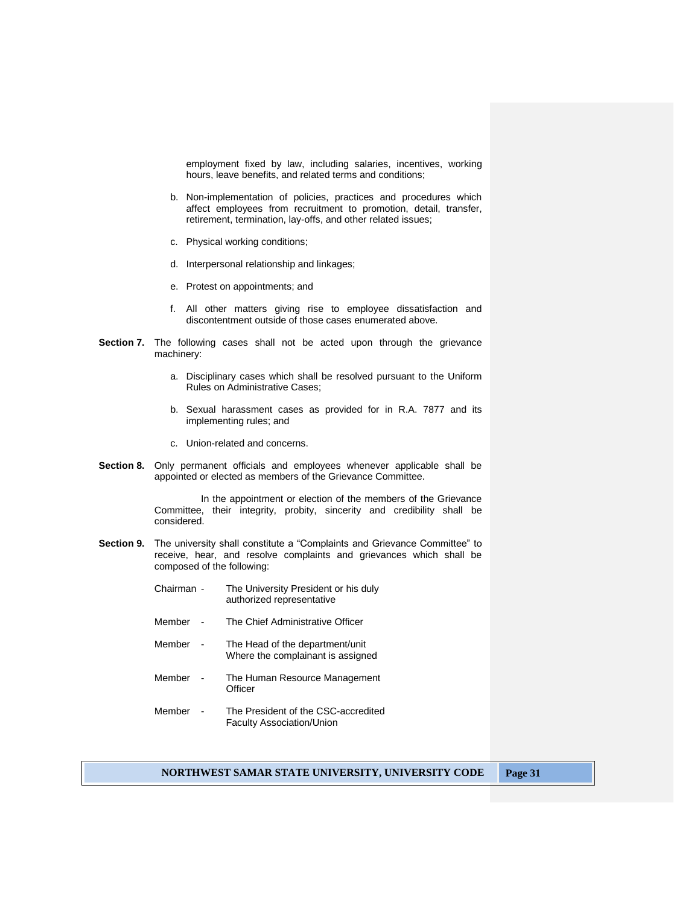employment fixed by law, including salaries, incentives, working hours, leave benefits, and related terms and conditions;

b. Non-implementation of policies, practices and procedures which affect employees from recruitment to promotion, detail, transfer, retirement, termination, lay-offs, and other related issues;

c. Physical working conditions;

d. Interpersonal relationship and linkages;

e. Protest on appointments; and

f. All other matters giving rise to employee dissatisfaction and discontentment outside of those cases enumerated above.

**Section 7.** The following cases shall not be acted upon through the grievance machinery:

a. Disciplinary cases which shall be resolved pursuant to the Uniform Rules on Administrative Cases;

b. Sexual harassment cases as provided for in R.A. 7877 and its implementing rules; and

c. Union-related and concerns.

**Section 8.** Only permanent officials and employees whenever applicable shall be appointed or elected as members of the Grievance Committee.

In the appointment or election of the members of the Grievance Committee, their integrity, probity, sincerity and credibility shall be considered.

**Section 9.** The university shall constitute a "Complaints and Grievance Committee" to receive, hear, and resolve complaints and grievances which shall be composed of the following:

Chairman - The University President or his duly authorized representative

Member - The Chief Administrative Officer

Member - The Head of the department/unit Where the complainant is assigned

Member - The Human Resource Management Officer

Member - The President of the CSC-accredited Faculty Association/Union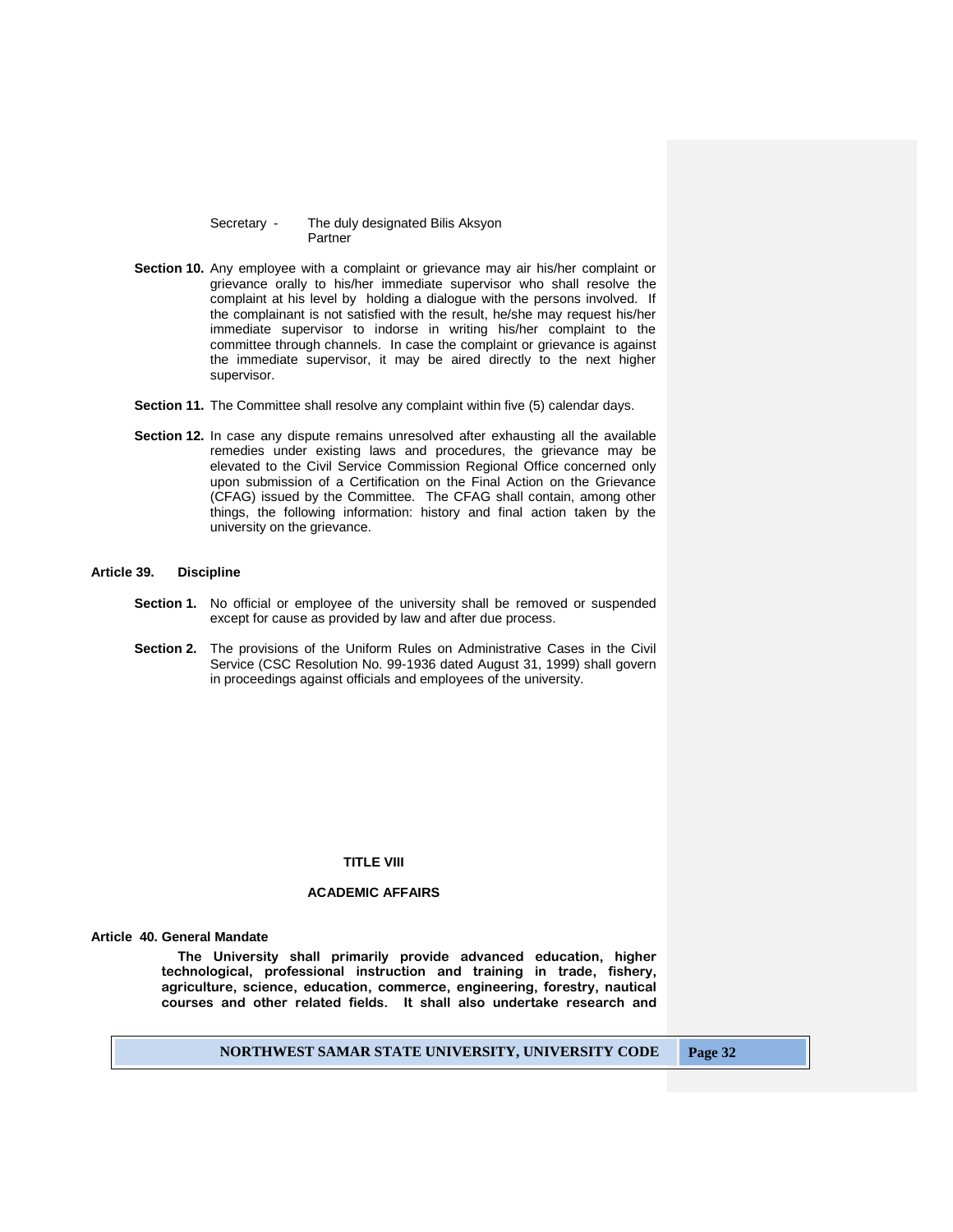Secretary - The duly designated Bilis Aksyon Partner

**Section 10.** Any employee with a complaint or grievance may air his/her complaint or grievance orally to his/her immediate supervisor who shall resolve the complaint at his level by holding a dialogue with the persons involved. If the complainant is not satisfied with the result, he/she may request his/her immediate supervisor to indorse in writing his/her complaint to the committee through channels. In case the complaint or grievance is against the immediate supervisor, it may be aired directly to the next higher supervisor.

**Section 11.** The Committee shall resolve any complaint within five (5) calendar days.

**Section 12.** In case any dispute remains unresolved after exhausting all the available remedies under existing laws and procedures, the grievance may be elevated to the Civil Service Commission Regional Office concerned only upon submission of a Certification on the Final Action on the Grievance (CFAG) issued by the Committee. The CFAG shall contain, among other things, the following information: history and final action taken by the university on the grievance.

### Article 39. Discipline

**Section 1.** No official or employee of the university shall be removed or suspended except for cause as provided by law and after due process.

**Section 2.** The provisions of the Uniform Rules on Administrative Cases in the Civil Service (CSC Resolution No. 99-1936 dated August 31, 1999) shall govern in proceedings against officials and employees of the university.

## TITLE VIII

## ACADEMIC AFFAIRS

### Article 40. General Mandate

**The University shall primarily provide advanced education, higher technological, professional instruction and training in trade, fishery, agriculture, science, education, commerce, engineering, forestry, nautical courses and other related fields. It shall also undertake research and**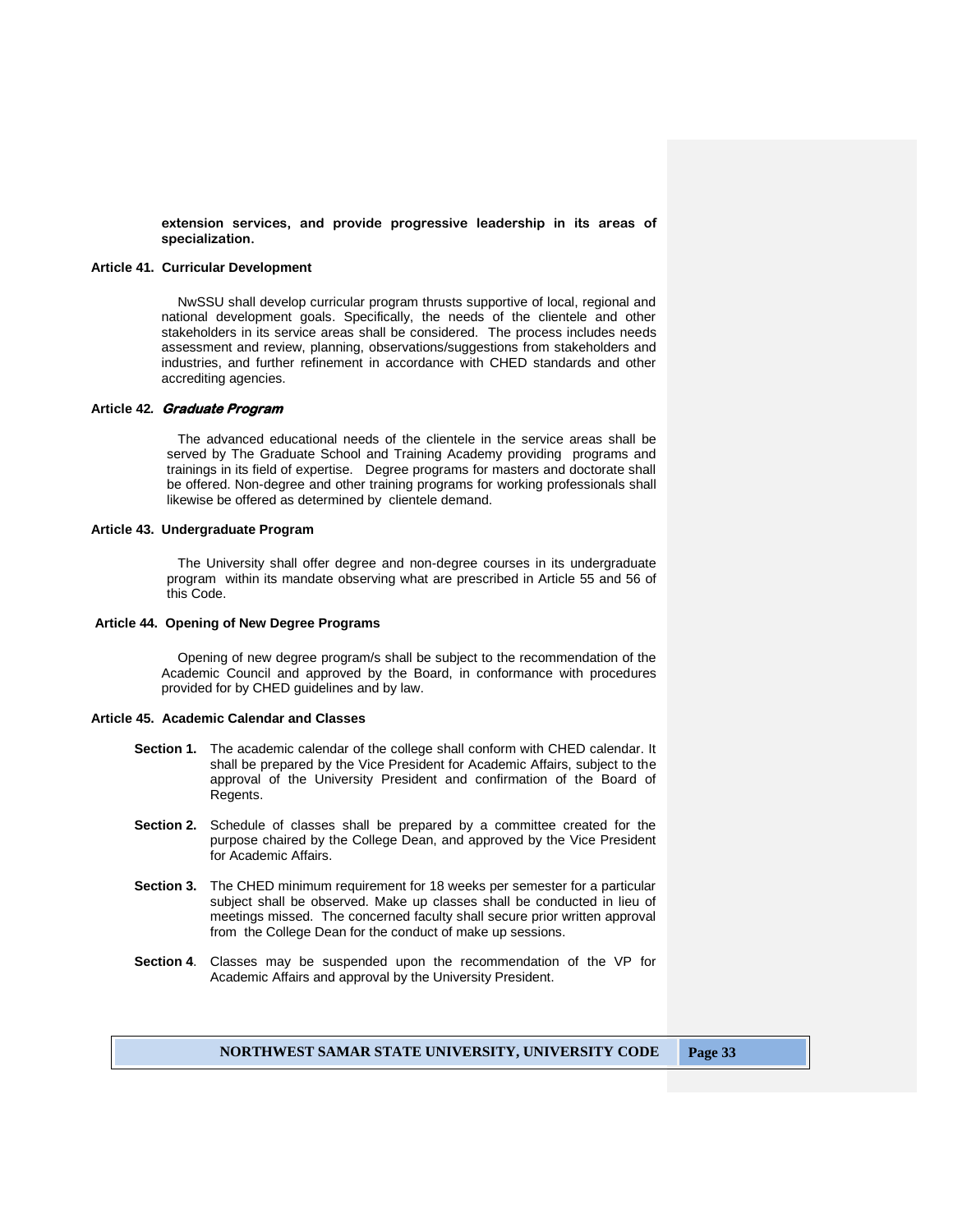**extension services, and provide progressive leadership in its areas of specialization.**

### Article 41. Curricular Development

NwSSU shall develop curricular program thrusts supportive of local, regional and national development goals. Specifically, the needs of the clientele and other stakeholders in its service areas shall be considered. The process includes needs assessment and review, planning, observations/suggestions from stakeholders and industries, and further refinement in accordance with CHED standards and other accrediting agencies.

### Article 42. *Graduate Program*

The advanced educational needs of the clientele in the service areas shall be served by The Graduate School and Training Academy providing programs and trainings in its field of expertise. Degree programs for masters and doctorate shall be offered. Non-degree and other training programs for working professionals shall likewise be offered as determined by clientele demand.

### Article 43. Undergraduate Program

The University shall offer degree and non-degree courses in its undergraduate program within its mandate observing what are prescribed in Article 55 and 56 of this Code.

### Article 44. Opening of New Degree Programs

Opening of new degree program/s shall be subject to the recommendation of the Academic Council and approved by the Board, in conformance with procedures provided for by CHED guidelines and by law.

### Article 45. Academic Calendar and Classes

**Section 1.** The academic calendar of the college shall conform with CHED calendar. It shall be prepared by the Vice President for Academic Affairs, subject to the approval of the University President and confirmation of the Board of Regents.

**Section 2.** Schedule of classes shall be prepared by a committee created for the purpose chaired by the College Dean, and approved by the Vice President for Academic Affairs.

**Section 3.** The CHED minimum requirement for 18 weeks per semester for a particular subject shall be observed. Make up classes shall be conducted in lieu of meetings missed. The concerned faculty shall secure prior written approval from the College Dean for the conduct of make up sessions.

**Section 4**. Classes may be suspended upon the recommendation of the VP for Academic Affairs and approval by the University President.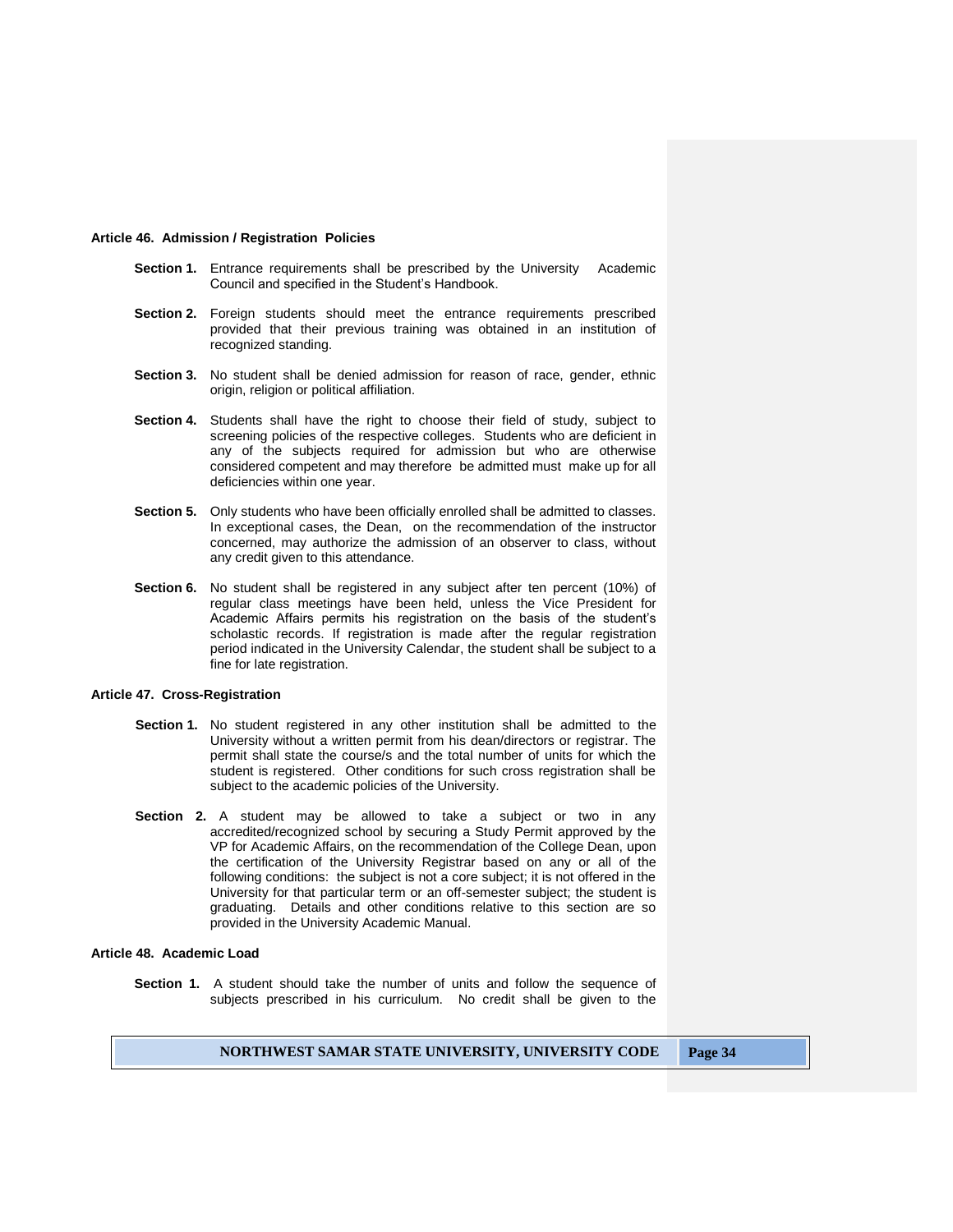**Article 46. Admission / Registration Policies**

**Section 1.** Entrance requirements shall be prescribed by the University Academic Council and specified in the Student's Handbook.

**Section 2.** Foreign students should meet the entrance requirements prescribed provided that their previous training was obtained in an institution of recognized standing.

**Section 3.** No student shall be denied admission for reason of race, gender, ethnic origin, religion or political affiliation.

**Section 4.** Students shall have the right to choose their field of study, subject to screening policies of the respective colleges. Students who are deficient in any of the subjects required for admission but who are otherwise considered competent and may therefore be admitted must make up for all deficiencies within one year.

**Section 5.** Only students who have been officially enrolled shall be admitted to classes. In exceptional cases, the Dean, on the recommendation of the instructor concerned, may authorize the admission of an observer to class, without any credit given to this attendance.

**Section 6.** No student shall be registered in any subject after ten percent (10%) of regular class meetings have been held, unless the Vice President for Academic Affairs permits his registration on the basis of the student's scholastic records. If registration is made after the regular registration period indicated in the University Calendar, the student shall be subject to a fine for late registration.

**Article 47. Cross-Registration**

**Section 1.** No student registered in any other institution shall be admitted to the University without a written permit from his dean/directors or registrar. The permit shall state the course/s and the total number of units for which the student is registered. Other conditions for such cross registration shall be subject to the academic policies of the University.

**Section 2.** A student may be allowed to take a subject or two in any accredited/recognized school by securing a Study Permit approved by the VP for Academic Affairs, on the recommendation of the College Dean, upon the certification of the University Registrar based on any or all of the following conditions: the subject is not a core subject; it is not offered in the University for that particular term or an off-semester subject; the student is graduating. Details and other conditions relative to this section are so provided in the University Academic Manual.

**Article 48. Academic Load**

**Section 1.** A student should take the number of units and follow the sequence of subjects prescribed in his curriculum. No credit shall be given to the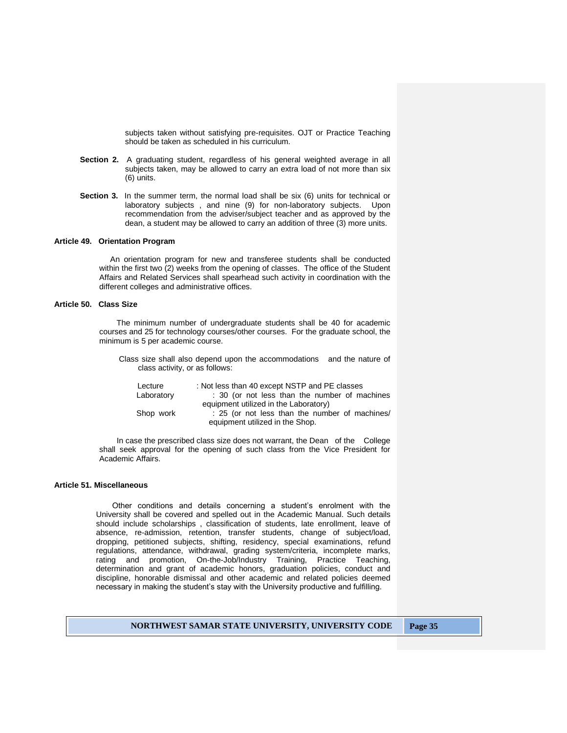subjects taken without satisfying pre-requisites. OJT or Practice Teaching should be taken as scheduled in his curriculum.

**Section 2.** A graduating student, regardless of his general weighted average in all subjects taken, may be allowed to carry an extra load of not more than six (6) units.

**Section 3.** In the summer term, the normal load shall be six (6) units for technical or laboratory subjects , and nine (9) for non-laboratory subjects. Upon recommendation from the adviser/subject teacher and as approved by the dean, a student may be allowed to carry an addition of three (3) more units.

**Article 49. Orientation Program**

An orientation program for new and transferee students shall be conducted within the first two (2) weeks from the opening of classes. The office of the Student Affairs and Related Services shall spearhead such activity in coordination with the different colleges and administrative offices.

**Article 50. Class Size**

The minimum number of undergraduate students shall be 40 for academic courses and 25 for technology courses/other courses. For the graduate school, the minimum is 5 per academic course.

Class size shall also depend upon the accommodations and the nature of class activity, or as follows:

| | |
|---|---|
| Lecture | : Not less than 40 except NSTP and PE classes |
| Laboratory | : 30 (or not less than the number of machines equipment utilized in the Laboratory) |
| Shop work | : 25 (or not less than the number of machines/ equipment utilized in the Shop. |

In case the prescribed class size does not warrant, the Dean of the College shall seek approval for the opening of such class from the Vice President for Academic Affairs.

**Article 51. Miscellaneous**

Other conditions and details concerning a student's enrolment with the University shall be covered and spelled out in the Academic Manual. Such details should include scholarships , classification of students, late enrollment, leave of absence, re-admission, retention, transfer students, change of subject/load, dropping, petitioned subjects, shifting, residency, special examinations, refund regulations, attendance, withdrawal, grading system/criteria, incomplete marks, rating and promotion, On-the-Job/Industry Training, Practice Teaching, determination and grant of academic honors, graduation policies, conduct and discipline, honorable dismissal and other academic and related policies deemed necessary in making the student's stay with the University productive and fulfilling.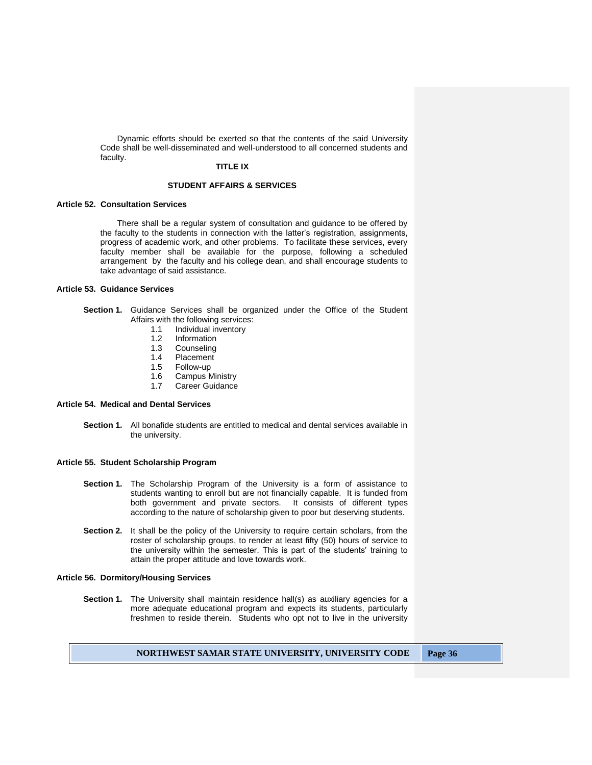Dynamic efforts should be exerted so that the contents of the said University Code shall be well-disseminated and well-understood to all concerned students and faculty.

## TITLE IX

## STUDENT AFFAIRS & SERVICES

### Article 52. Consultation Services

There shall be a regular system of consultation and guidance to be offered by the faculty to the students in connection with the latter's registration, assignments, progress of academic work, and other problems. To facilitate these services, every faculty member shall be available for the purpose, following a scheduled arrangement by the faculty and his college dean, and shall encourage students to take advantage of said assistance.

### Article 53. Guidance Services

**Section 1.** Guidance Services shall be organized under the Office of the Student Affairs with the following services:

- 1.1 Individual inventory
- 1.2 Information
- 1.3 Counseling
- 1.4 Placement
- 1.5 Follow-up
- 1.6 Campus Ministry
- 1.7 Career Guidance

### Article 54. Medical and Dental Services

**Section 1.** All bonafide students are entitled to medical and dental services available in the university.

### Article 55. Student Scholarship Program

**Section 1.** The Scholarship Program of the University is a form of assistance to students wanting to enroll but are not financially capable. It is funded from both government and private sectors. It consists of different types according to the nature of scholarship given to poor but deserving students.

**Section 2.** It shall be the policy of the University to require certain scholars, from the roster of scholarship groups, to render at least fifty (50) hours of service to the university within the semester. This is part of the students' training to attain the proper attitude and love towards work.

### Article 56. Dormitory/Housing Services

**Section 1.** The University shall maintain residence hall(s) as auxiliary agencies for a more adequate educational program and expects its students, particularly freshmen to reside therein. Students who opt not to live in the university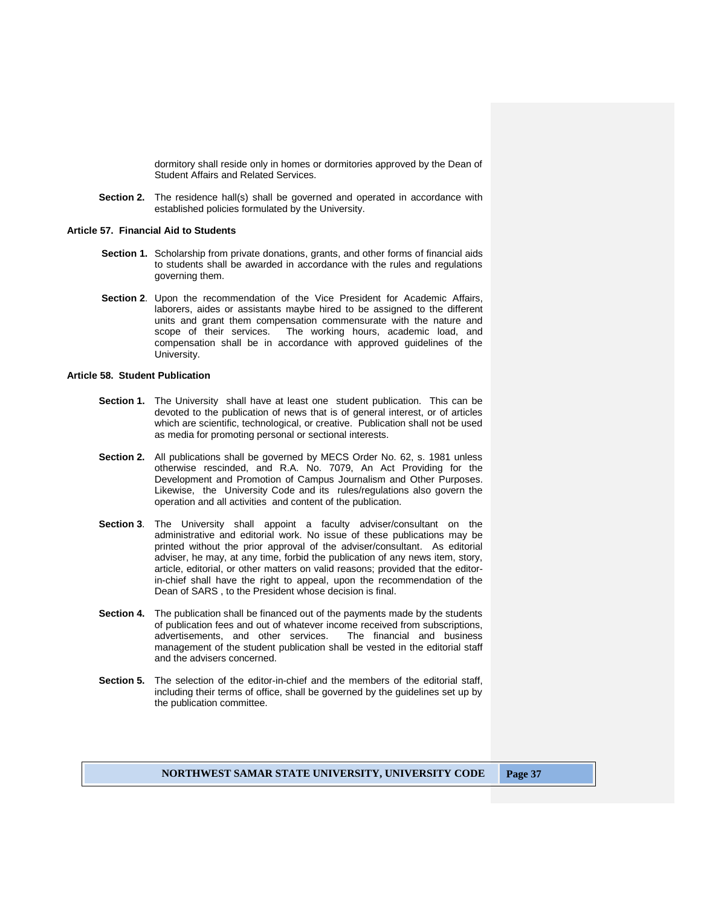dormitory shall reside only in homes or dormitories approved by the Dean of Student Affairs and Related Services.

**Section 2.** The residence hall(s) shall be governed and operated in accordance with established policies formulated by the University.

**Article 57. Financial Aid to Students**

**Section 1.** Scholarship from private donations, grants, and other forms of financial aids to students shall be awarded in accordance with the rules and regulations governing them.

**Section 2**. Upon the recommendation of the Vice President for Academic Affairs, laborers, aides or assistants maybe hired to be assigned to the different units and grant them compensation commensurate with the nature and scope of their services. The working hours, academic load, and compensation shall be in accordance with approved guidelines of the University.

**Article 58. Student Publication**

**Section 1.** The University shall have at least one student publication. This can be devoted to the publication of news that is of general interest, or of articles which are scientific, technological, or creative. Publication shall not be used as media for promoting personal or sectional interests.

**Section 2.** All publications shall be governed by MECS Order No. 62, s. 1981 unless otherwise rescinded, and R.A. No. 7079, An Act Providing for the Development and Promotion of Campus Journalism and Other Purposes. Likewise, the University Code and its rules/regulations also govern the operation and all activities and content of the publication.

**Section 3**. The University shall appoint a faculty adviser/consultant on the administrative and editorial work. No issue of these publications may be printed without the prior approval of the adviser/consultant. As editorial adviser, he may, at any time, forbid the publication of any news item, story, article, editorial, or other matters on valid reasons; provided that the editor-in-chief shall have the right to appeal, upon the recommendation of the Dean of SARS , to the President whose decision is final.

**Section 4.** The publication shall be financed out of the payments made by the students of publication fees and out of whatever income received from subscriptions, advertisements, and other services. The financial and business management of the student publication shall be vested in the editorial staff and the advisers concerned.

**Section 5.** The selection of the editor-in-chief and the members of the editorial staff, including their terms of office, shall be governed by the guidelines set up by the publication committee.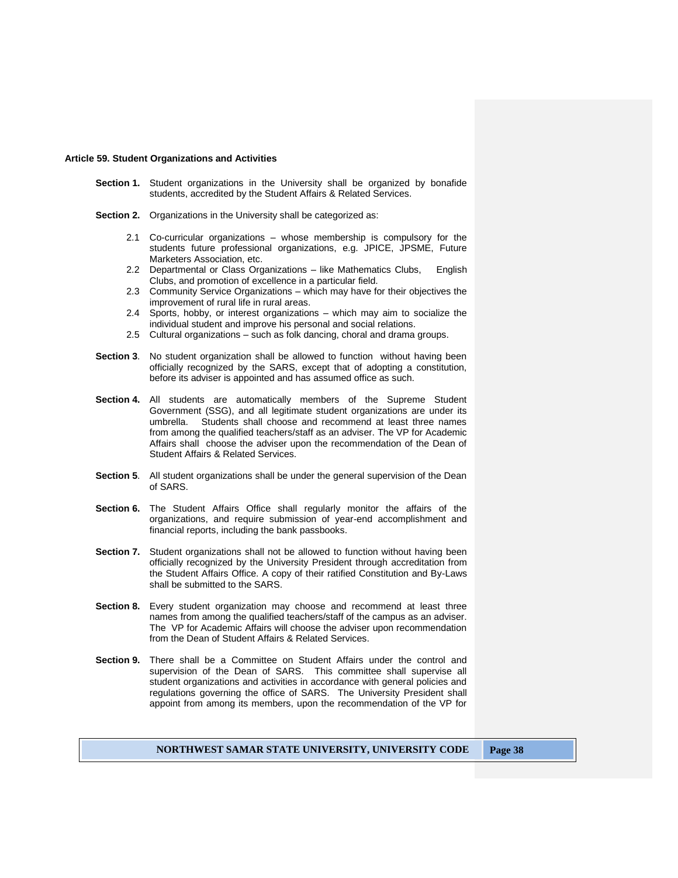**Article 59. Student Organizations and Activities**

**Section 1.** Student organizations in the University shall be organized by bonafide students, accredited by the Student Affairs & Related Services.

**Section 2.** Organizations in the University shall be categorized as:

2.1 Co-curricular organizations – whose membership is compulsory for the students future professional organizations, e.g. JPICE, JPSME, Future Marketers Association, etc.
2.2 Departmental or Class Organizations – like Mathematics Clubs, English Clubs, and promotion of excellence in a particular field.
2.3 Community Service Organizations – which may have for their objectives the improvement of rural life in rural areas.
2.4 Sports, hobby, or interest organizations – which may aim to socialize the individual student and improve his personal and social relations.
2.5 Cultural organizations – such as folk dancing, choral and drama groups.

**Section 3**. No student organization shall be allowed to function without having been officially recognized by the SARS, except that of adopting a constitution, before its adviser is appointed and has assumed office as such.

**Section 4.** All students are automatically members of the Supreme Student Government (SSG), and all legitimate student organizations are under its umbrella. Students shall choose and recommend at least three names from among the qualified teachers/staff as an adviser. The VP for Academic Affairs shall choose the adviser upon the recommendation of the Dean of Student Affairs & Related Services.

**Section 5**. All student organizations shall be under the general supervision of the Dean of SARS.

**Section 6.** The Student Affairs Office shall regularly monitor the affairs of the organizations, and require submission of year-end accomplishment and financial reports, including the bank passbooks.

**Section 7.** Student organizations shall not be allowed to function without having been officially recognized by the University President through accreditation from the Student Affairs Office. A copy of their ratified Constitution and By-Laws shall be submitted to the SARS.

**Section 8.** Every student organization may choose and recommend at least three names from among the qualified teachers/staff of the campus as an adviser. The VP for Academic Affairs will choose the adviser upon recommendation from the Dean of Student Affairs & Related Services.

**Section 9.** There shall be a Committee on Student Affairs under the control and supervision of the Dean of SARS. This committee shall supervise all student organizations and activities in accordance with general policies and regulations governing the office of SARS. The University President shall appoint from among its members, upon the recommendation of the VP for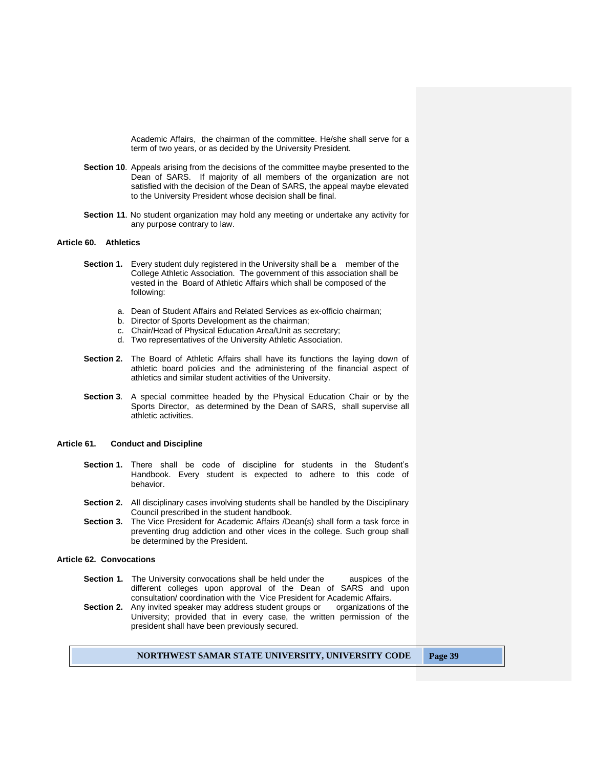Academic Affairs, the chairman of the committee. He/she shall serve for a term of two years, or as decided by the University President.

**Section 10**. Appeals arising from the decisions of the committee maybe presented to the Dean of SARS. If majority of all members of the organization are not satisfied with the decision of the Dean of SARS, the appeal maybe elevated to the University President whose decision shall be final.

**Section 11**. No student organization may hold any meeting or undertake any activity for any purpose contrary to law.

**Article 60. Athletics**

**Section 1.** Every student duly registered in the University shall be a member of the College Athletic Association. The government of this association shall be vested in the Board of Athletic Affairs which shall be composed of the following:

a. Dean of Student Affairs and Related Services as ex-officio chairman;
b. Director of Sports Development as the chairman;
c. Chair/Head of Physical Education Area/Unit as secretary;
d. Two representatives of the University Athletic Association.

**Section 2.** The Board of Athletic Affairs shall have its functions the laying down of athletic board policies and the administering of the financial aspect of athletics and similar student activities of the University.

**Section 3**. A special committee headed by the Physical Education Chair or by the Sports Director, as determined by the Dean of SARS, shall supervise all athletic activities.

**Article 61. Conduct and Discipline**

**Section 1.** There shall be code of discipline for students in the Student's Handbook. Every student is expected to adhere to this code of behavior.

**Section 2.** All disciplinary cases involving students shall be handled by the Disciplinary Council prescribed in the student handbook.

**Section 3.** The Vice President for Academic Affairs /Dean(s) shall form a task force in preventing drug addiction and other vices in the college. Such group shall be determined by the President.

**Article 62. Convocations**

**Section 1.** The University convocations shall be held under the auspices of the different colleges upon approval of the Dean of SARS and upon consultation/ coordination with the Vice President for Academic Affairs.

**Section 2.** Any invited speaker may address student groups or organizations of the University; provided that in every case, the written permission of the president shall have been previously secured.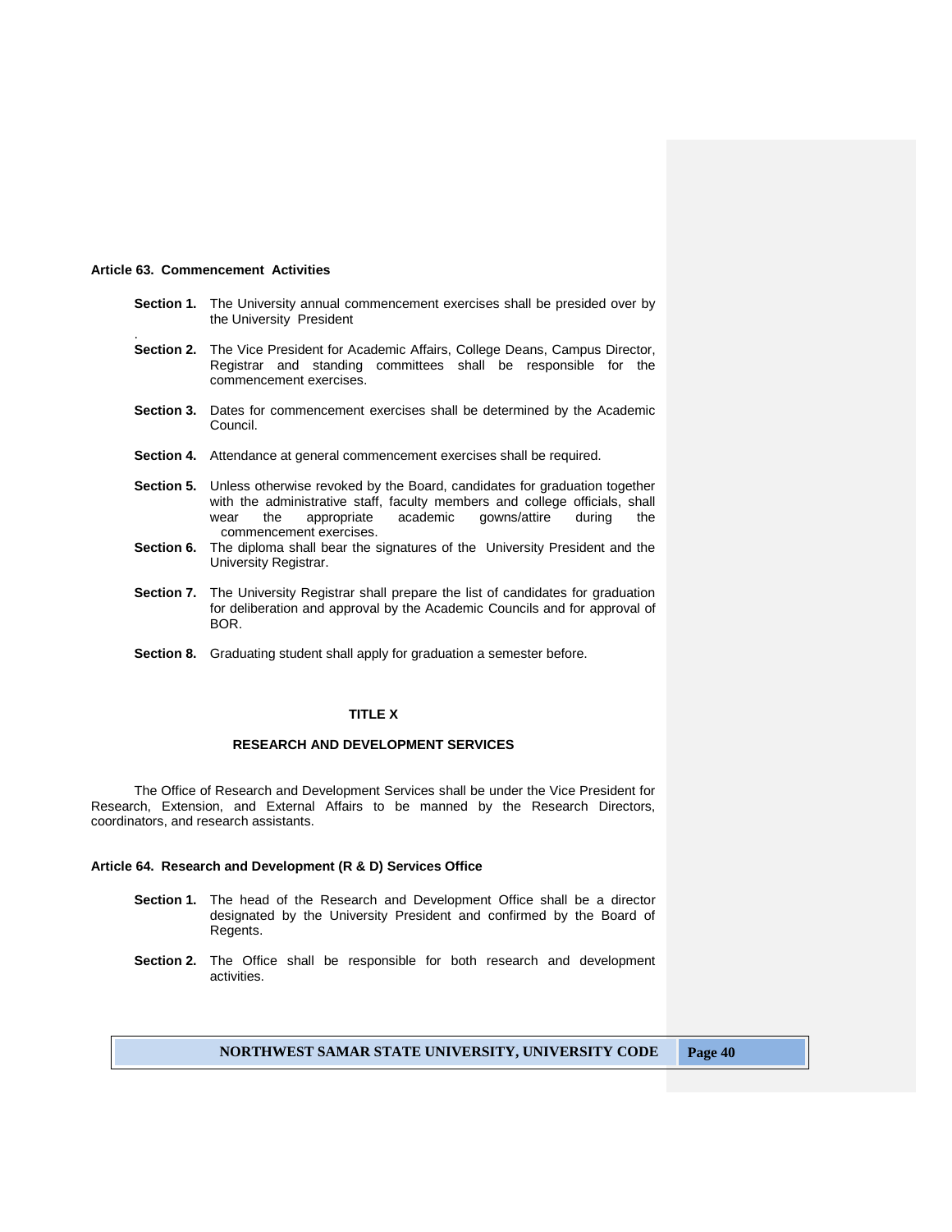**Article 63. Commencement Activities**

**Section 1.** The University annual commencement exercises shall be presided over by the University President

**Section 2.** The Vice President for Academic Affairs, College Deans, Campus Director, Registrar and standing committees shall be responsible for the commencement exercises.

**Section 3.** Dates for commencement exercises shall be determined by the Academic Council.

**Section 4.** Attendance at general commencement exercises shall be required.

**Section 5.** Unless otherwise revoked by the Board, candidates for graduation together with the administrative staff, faculty members and college officials, shall wear the appropriate academic gowns/attire during the commencement exercises.

**Section 6.** The diploma shall bear the signatures of the University President and the University Registrar.

**Section 7.** The University Registrar shall prepare the list of candidates for graduation for deliberation and approval by the Academic Councils and for approval of BOR.

**Section 8.** Graduating student shall apply for graduation a semester before.

## TITLE X

## RESEARCH AND DEVELOPMENT SERVICES

The Office of Research and Development Services shall be under the Vice President for Research, Extension, and External Affairs to be manned by the Research Directors, coordinators, and research assistants.

**Article 64. Research and Development (R & D) Services Office**

**Section 1.** The head of the Research and Development Office shall be a director designated by the University President and confirmed by the Board of Regents.

**Section 2.** The Office shall be responsible for both research and development activities.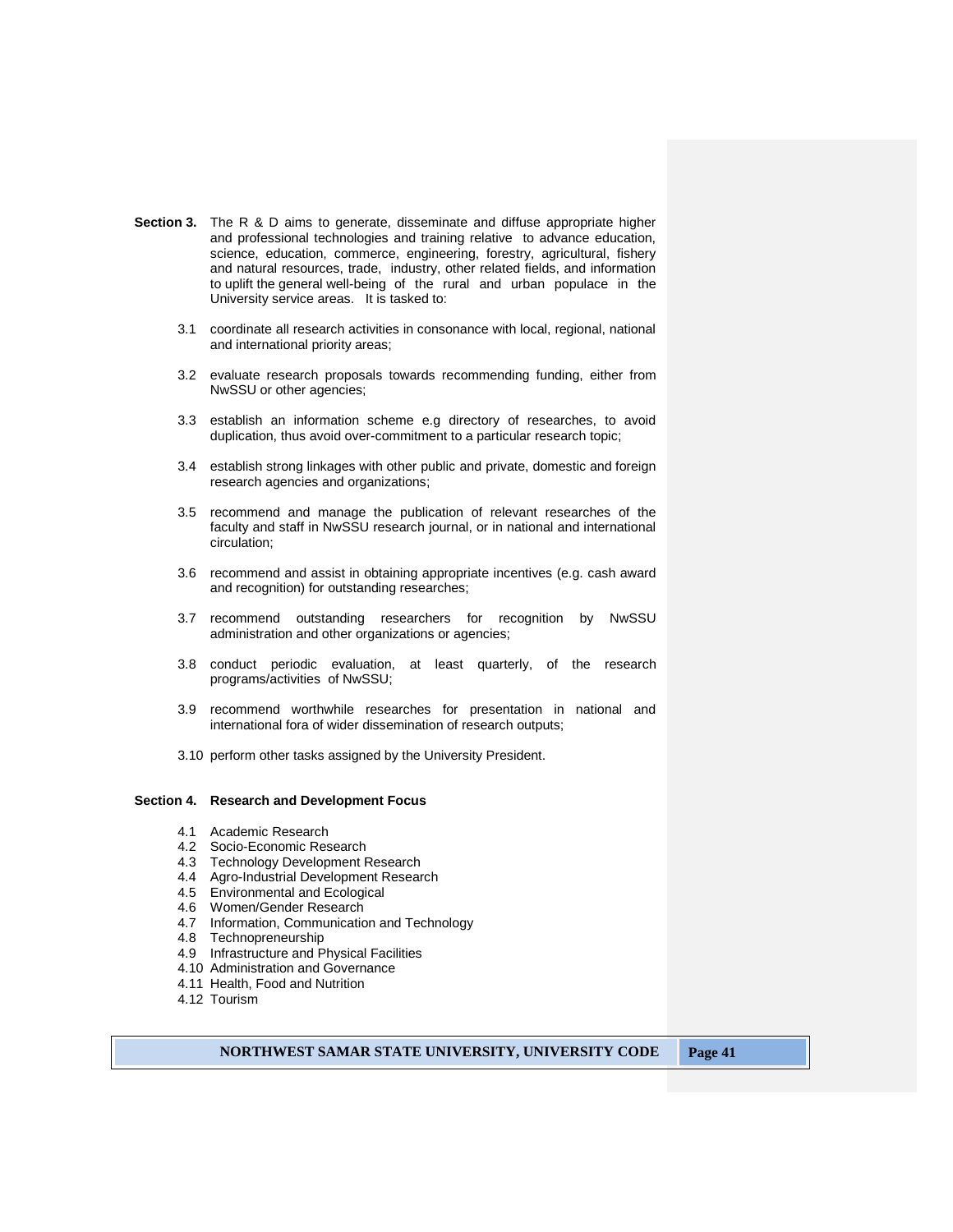**Section 3.** The R & D aims to generate, disseminate and diffuse appropriate higher and professional technologies and training relative to advance education, science, education, commerce, engineering, forestry, agricultural, fishery and natural resources, trade, industry, other related fields, and information to uplift the general well-being of the rural and urban populace in the University service areas. It is tasked to:

3.1 coordinate all research activities in consonance with local, regional, national and international priority areas;

3.2 evaluate research proposals towards recommending funding, either from NwSSU or other agencies;

3.3 establish an information scheme e.g directory of researches, to avoid duplication, thus avoid over-commitment to a particular research topic;

3.4 establish strong linkages with other public and private, domestic and foreign research agencies and organizations;

3.5 recommend and manage the publication of relevant researches of the faculty and staff in NwSSU research journal, or in national and international circulation;

3.6 recommend and assist in obtaining appropriate incentives (e.g. cash award and recognition) for outstanding researches;

3.7 recommend outstanding researchers for recognition by NwSSU administration and other organizations or agencies;

3.8 conduct periodic evaluation, at least quarterly, of the research programs/activities of NwSSU;

3.9 recommend worthwhile researches for presentation in national and international fora of wider dissemination of research outputs;

3.10 perform other tasks assigned by the University President.

**Section 4. Research and Development Focus**

4.1 Academic Research
4.2 Socio-Economic Research
4.3 Technology Development Research
4.4 Agro-Industrial Development Research
4.5 Environmental and Ecological
4.6 Women/Gender Research
4.7 Information, Communication and Technology
4.8 Technopreneurship
4.9 Infrastructure and Physical Facilities
4.10 Administration and Governance
4.11 Health, Food and Nutrition
4.12 Tourism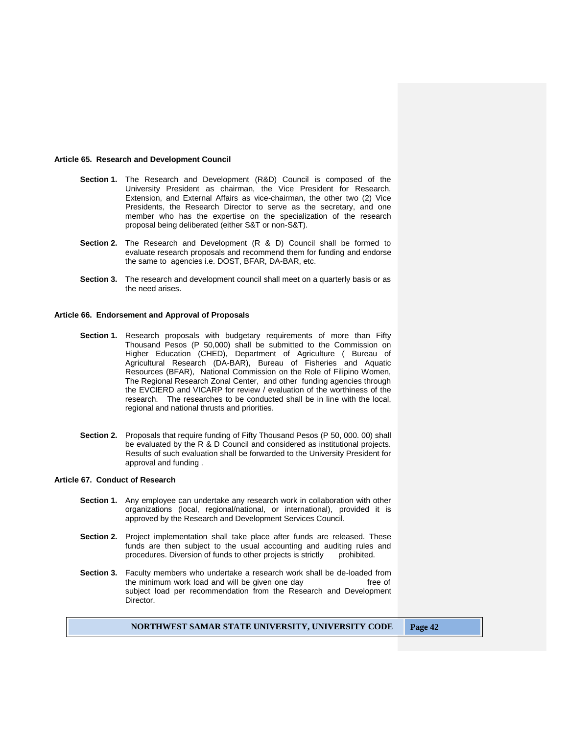### Article 65. Research and Development Council

**Section 1.** The Research and Development (R&D) Council is composed of the University President as chairman, the Vice President for Research, Extension, and External Affairs as vice-chairman, the other two (2) Vice Presidents, the Research Director to serve as the secretary, and one member who has the expertise on the specialization of the research proposal being deliberated (either S&T or non-S&T).

**Section 2.** The Research and Development (R & D) Council shall be formed to evaluate research proposals and recommend them for funding and endorse the same to agencies i.e. DOST, BFAR, DA-BAR, etc.

**Section 3.** The research and development council shall meet on a quarterly basis or as the need arises.

### Article 66. Endorsement and Approval of Proposals

**Section 1.** Research proposals with budgetary requirements of more than Fifty Thousand Pesos (P 50,000) shall be submitted to the Commission on Higher Education (CHED), Department of Agriculture ( Bureau of Agricultural Research (DA-BAR), Bureau of Fisheries and Aquatic Resources (BFAR), National Commission on the Role of Filipino Women, The Regional Research Zonal Center, and other funding agencies through the EVCIERD and VICARP for review / evaluation of the worthiness of the research. The researches to be conducted shall be in line with the local, regional and national thrusts and priorities.

**Section 2.** Proposals that require funding of Fifty Thousand Pesos (P 50, 000. 00) shall be evaluated by the R & D Council and considered as institutional projects. Results of such evaluation shall be forwarded to the University President for approval and funding .

### Article 67. Conduct of Research

**Section 1.** Any employee can undertake any research work in collaboration with other organizations (local, regional/national, or international), provided it is approved by the Research and Development Services Council.

**Section 2.** Project implementation shall take place after funds are released. These funds are then subject to the usual accounting and auditing rules and procedures. Diversion of funds to other projects is strictly prohibited.

**Section 3.** Faculty members who undertake a research work shall be de-loaded from the minimum work load and will be given one day free of subject load per recommendation from the Research and Development Director.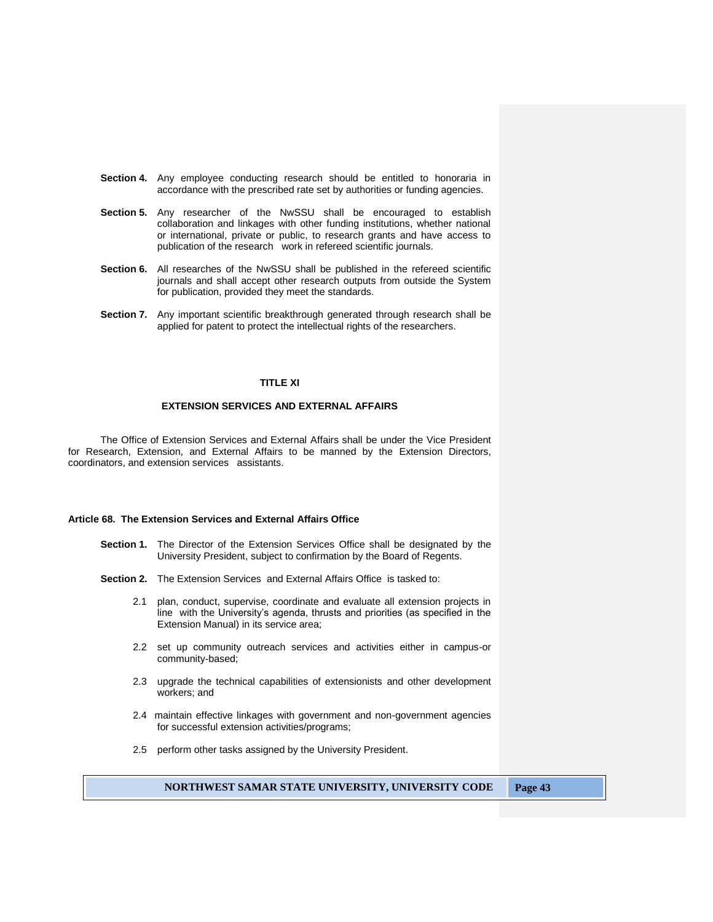**Section 4.** Any employee conducting research should be entitled to honoraria in accordance with the prescribed rate set by authorities or funding agencies.

**Section 5.** Any researcher of the NwSSU shall be encouraged to establish collaboration and linkages with other funding institutions, whether national or international, private or public, to research grants and have access to publication of the research work in refereed scientific journals.

**Section 6.** All researches of the NwSSU shall be published in the refereed scientific journals and shall accept other research outputs from outside the System for publication, provided they meet the standards.

**Section 7.** Any important scientific breakthrough generated through research shall be applied for patent to protect the intellectual rights of the researchers.

## TITLE XI

## EXTENSION SERVICES AND EXTERNAL AFFAIRS

The Office of Extension Services and External Affairs shall be under the Vice President for Research, Extension, and External Affairs to be manned by the Extension Directors, coordinators, and extension services assistants.

### Article 68. The Extension Services and External Affairs Office

**Section 1.** The Director of the Extension Services Office shall be designated by the University President, subject to confirmation by the Board of Regents.

**Section 2.** The Extension Services and External Affairs Office is tasked to:

2.1 plan, conduct, supervise, coordinate and evaluate all extension projects in line with the University's agenda, thrusts and priorities (as specified in the Extension Manual) in its service area;

2.2 set up community outreach services and activities either in campus-or community-based;

2.3 upgrade the technical capabilities of extensionists and other development workers; and

2.4 maintain effective linkages with government and non-government agencies for successful extension activities/programs;

2.5 perform other tasks assigned by the University President.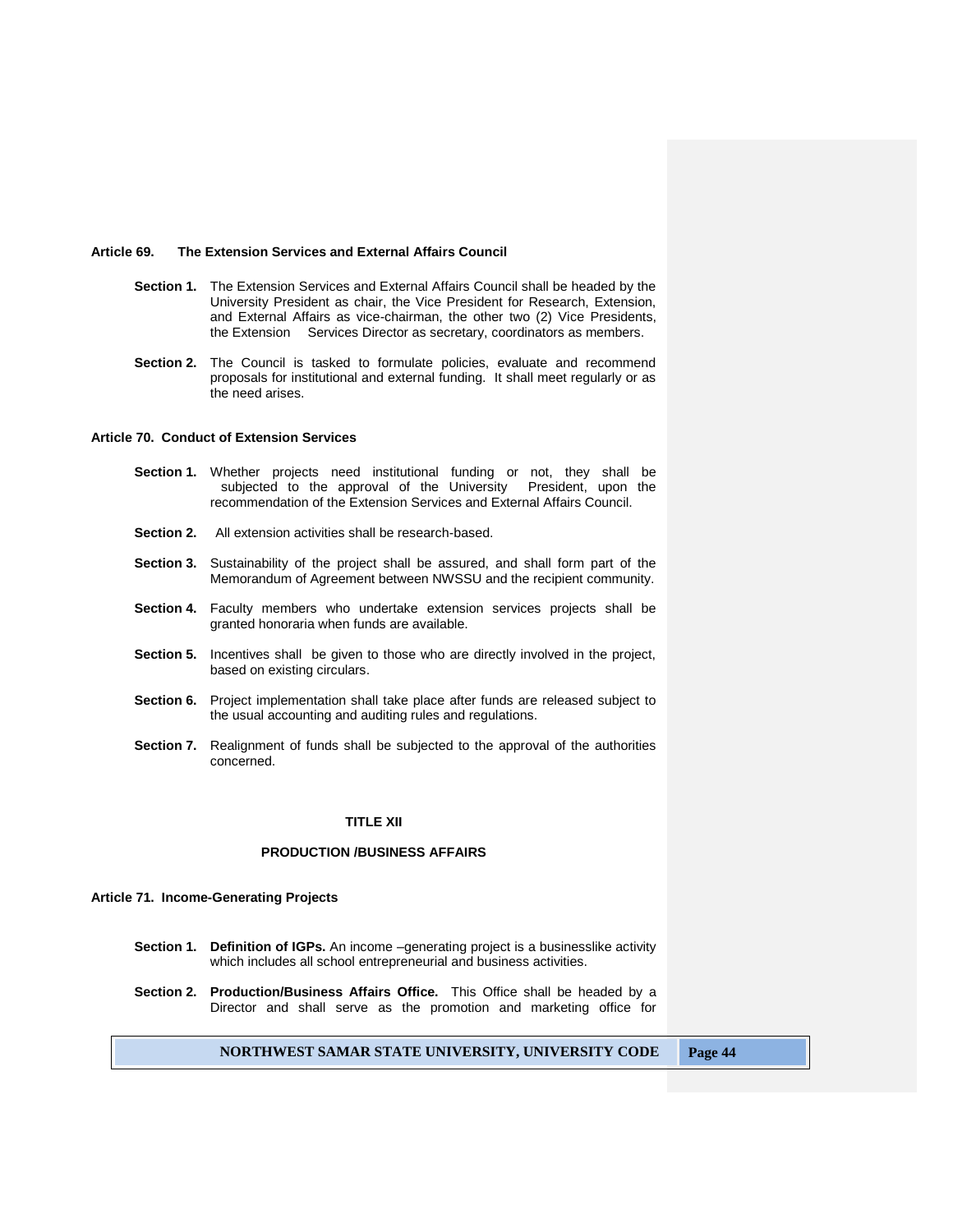**Article 69. The Extension Services and External Affairs Council**

**Section 1.** The Extension Services and External Affairs Council shall be headed by the University President as chair, the Vice President for Research, Extension, and External Affairs as vice-chairman, the other two (2) Vice Presidents, the Extension Services Director as secretary, coordinators as members.

**Section 2.** The Council is tasked to formulate policies, evaluate and recommend proposals for institutional and external funding. It shall meet regularly or as the need arises.

**Article 70. Conduct of Extension Services**

**Section 1.** Whether projects need institutional funding or not, they shall be subjected to the approval of the University President, upon the recommendation of the Extension Services and External Affairs Council.

**Section 2.** All extension activities shall be research-based.

**Section 3.** Sustainability of the project shall be assured, and shall form part of the Memorandum of Agreement between NWSSU and the recipient community.

**Section 4.** Faculty members who undertake extension services projects shall be granted honoraria when funds are available.

**Section 5.** Incentives shall be given to those who are directly involved in the project, based on existing circulars.

**Section 6.** Project implementation shall take place after funds are released subject to the usual accounting and auditing rules and regulations.

**Section 7.** Realignment of funds shall be subjected to the approval of the authorities concerned.

# TITLE XII

# PRODUCTION /BUSINESS AFFAIRS

**Article 71. Income-Generating Projects**

**Section 1. Definition of IGPs.** An income –generating project is a businesslike activity which includes all school entrepreneurial and business activities.

**Section 2. Production/Business Affairs Office.** This Office shall be headed by a Director and shall serve as the promotion and marketing office for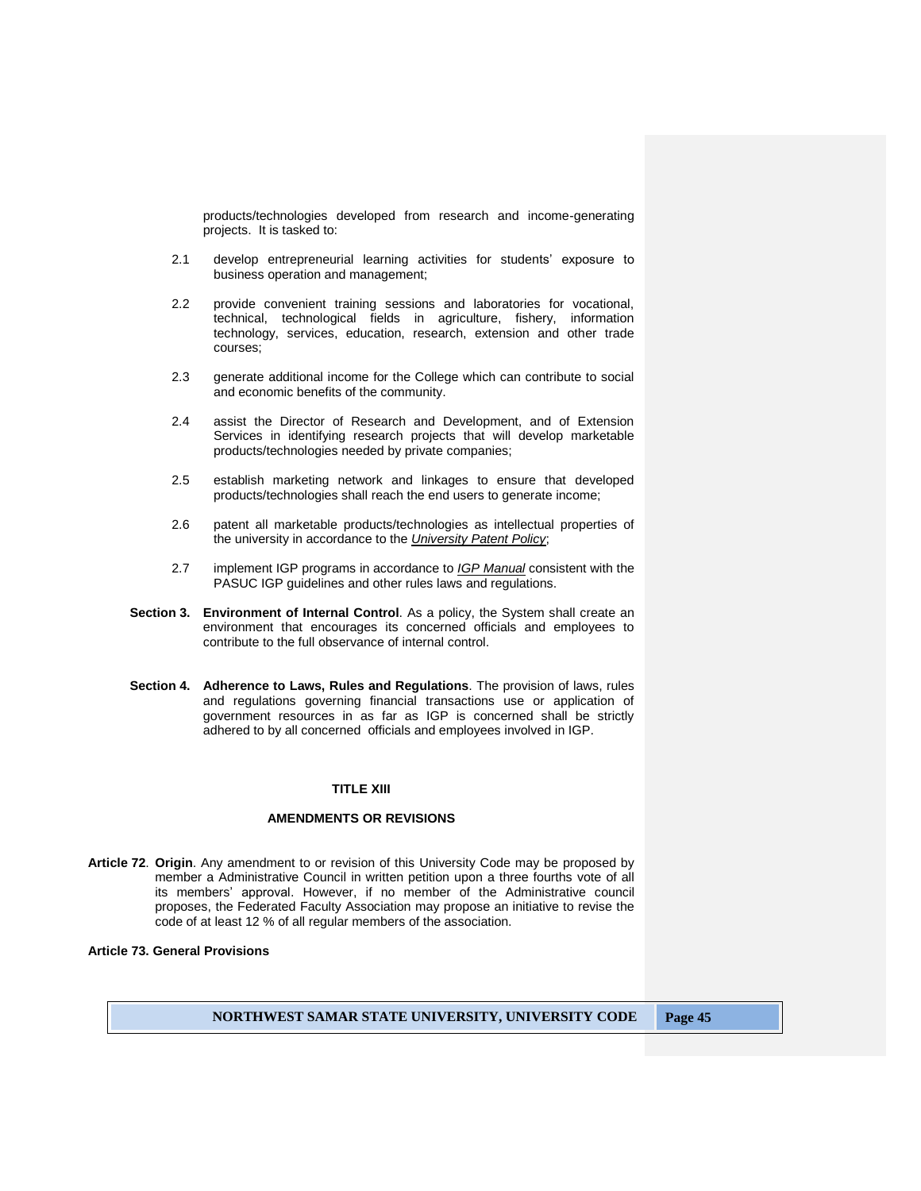products/technologies developed from research and income-generating projects. It is tasked to:

2.1 develop entrepreneurial learning activities for students' exposure to business operation and management;

2.2 provide convenient training sessions and laboratories for vocational, technical, technological fields in agriculture, fishery, information technology, services, education, research, extension and other trade courses;

2.3 generate additional income for the College which can contribute to social and economic benefits of the community.

2.4 assist the Director of Research and Development, and of Extension Services in identifying research projects that will develop marketable products/technologies needed by private companies;

2.5 establish marketing network and linkages to ensure that developed products/technologies shall reach the end users to generate income;

2.6 patent all marketable products/technologies as intellectual properties of the university in accordance to the ***University Patent Policy***;

2.7 implement IGP programs in accordance to ***IGP Manual*** consistent with the PASUC IGP guidelines and other rules laws and regulations.

**Section 3. Environment of Internal Control**. As a policy, the System shall create an environment that encourages its concerned officials and employees to contribute to the full observance of internal control.

**Section 4. Adherence to Laws, Rules and Regulations**. The provision of laws, rules and regulations governing financial transactions use or application of government resources in as far as IGP is concerned shall be strictly adhered to by all concerned officials and employees involved in IGP.

## TITLE XIII

## AMENDMENTS OR REVISIONS

**Article 72**. **Origin**. Any amendment to or revision of this University Code may be proposed by member a Administrative Council in written petition upon a three fourths vote of all its members' approval. However, if no member of the Administrative council proposes, the Federated Faculty Association may propose an initiative to revise the code of at least 12 % of all regular members of the association.

**Article 73. General Provisions**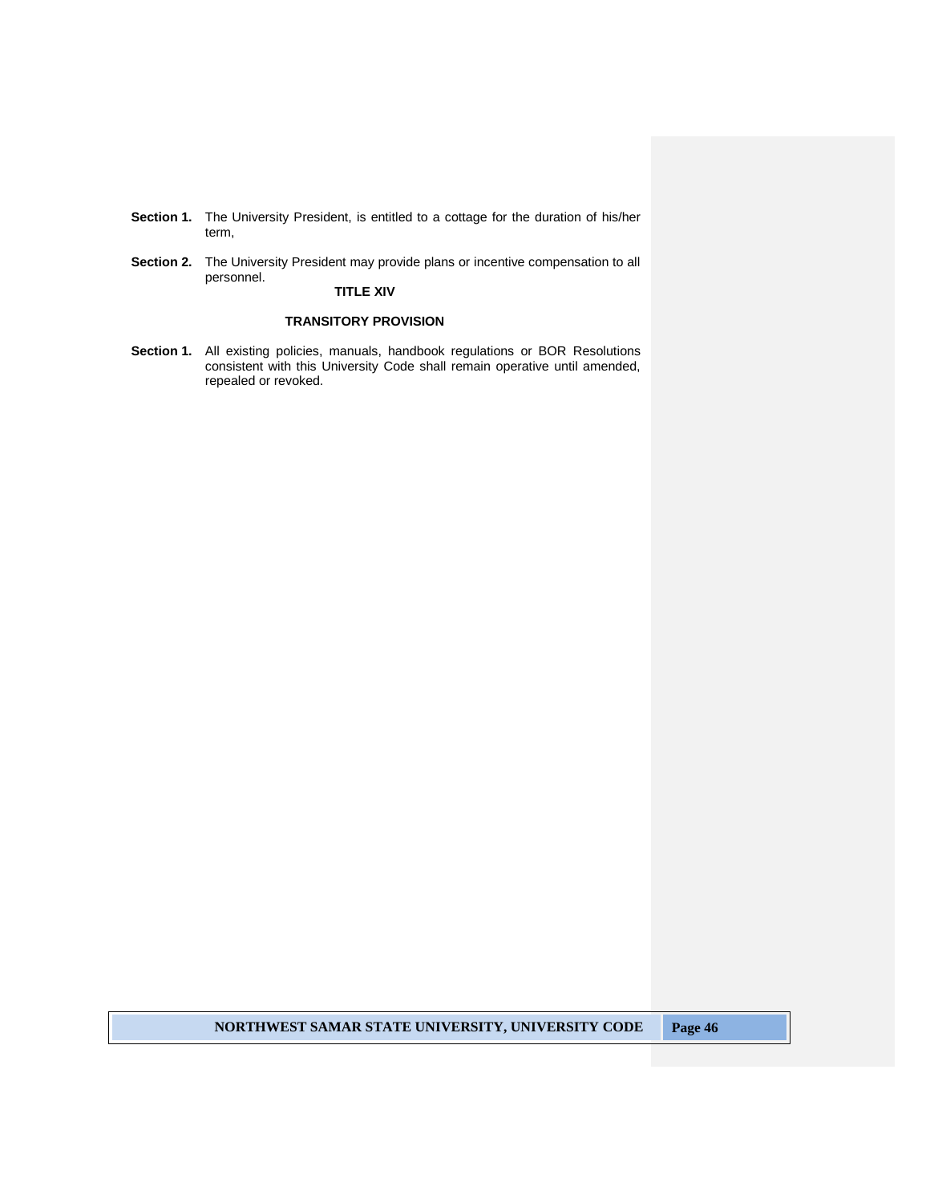**Section 1.** The University President, is entitled to a cottage for the duration of his/her term,

**Section 2.** The University President may provide plans or incentive compensation to all personnel.

## TITLE XIV

## TRANSITORY PROVISION

**Section 1.** All existing policies, manuals, handbook regulations or BOR Resolutions consistent with this University Code shall remain operative until amended, repealed or revoked.